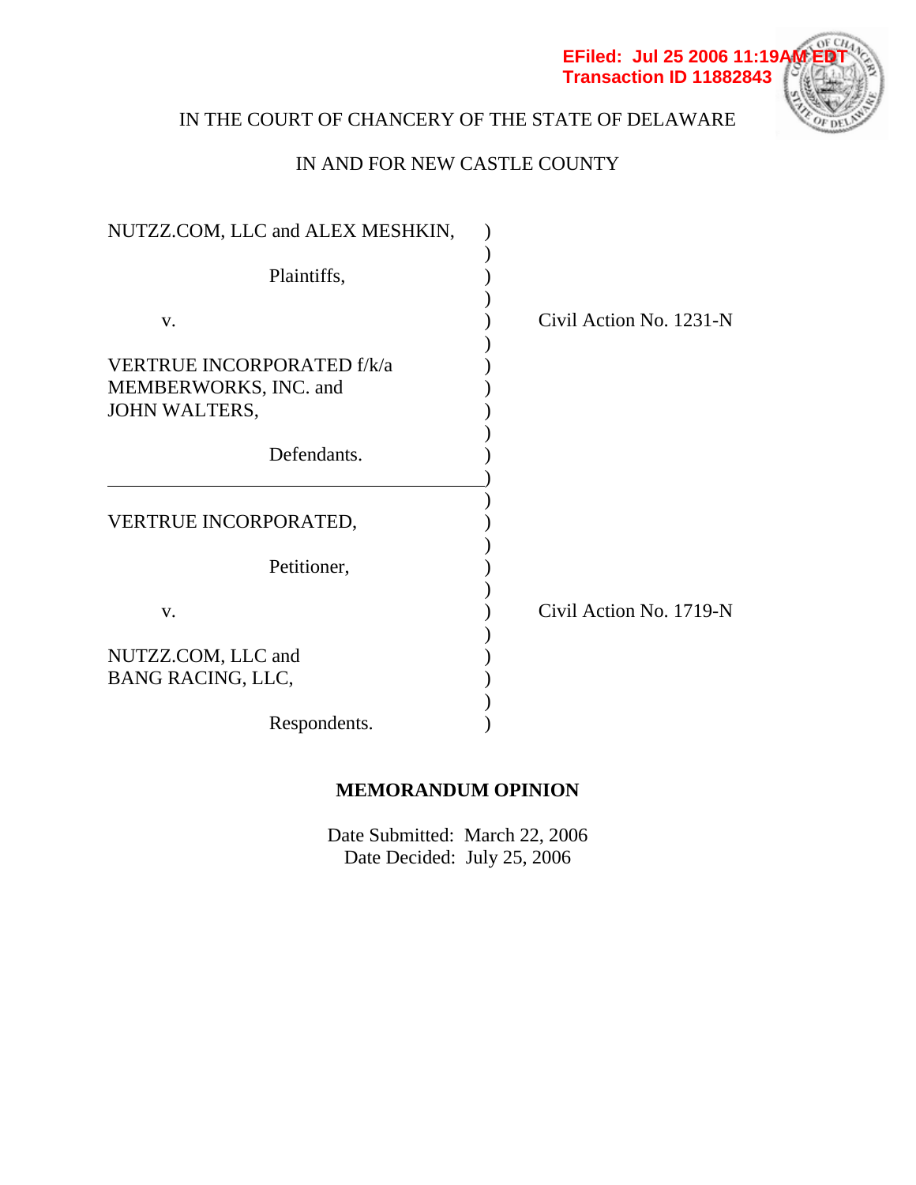EFiled: Jul 25 2006 11:19AM EDT
Transaction ID 11882843

IN THE COURT OF CHANCERY OF THE STATE OF DELAWARE

IN AND FOR NEW CASTLE COUNTY

NUTZZ.COM, LLC and ALEX MESHKIN,

Plaintiffs,

v.

VERTRUE INCORPORATED f/k/a MEMBERWORKS, INC. and JOHN WALTERS,

Defendants.

Civil Action No. 1231-N

---

VERTRUE INCORPORATED,

Petitioner,

v.

NUTZZ.COM, LLC and BANG RACING, LLC,

Respondents.

Civil Action No. 1719-N

**MEMORANDUM OPINION**

Date Submitted: March 22, 2006
Date Decided: July 25, 2006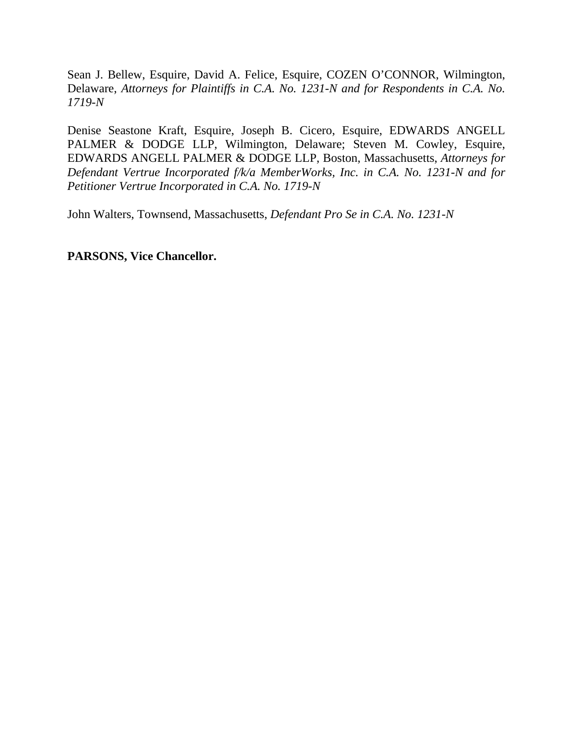Sean J. Bellew, Esquire, David A. Felice, Esquire, COZEN O'CONNOR, Wilmington, Delaware, *Attorneys for Plaintiffs in C.A. No. 1231-N and for Respondents in C.A. No. 1719-N*

Denise Seastone Kraft, Esquire, Joseph B. Cicero, Esquire, EDWARDS ANGELL PALMER & DODGE LLP, Wilmington, Delaware; Steven M. Cowley, Esquire, EDWARDS ANGELL PALMER & DODGE LLP, Boston, Massachusetts, *Attorneys for Defendant Vertrue Incorporated f/k/a MemberWorks, Inc. in C.A. No. 1231-N and for Petitioner Vertrue Incorporated in C.A. No. 1719-N*

John Walters, Townsend, Massachusetts, *Defendant Pro Se in C.A. No. 1231-N*

**PARSONS, Vice Chancellor.**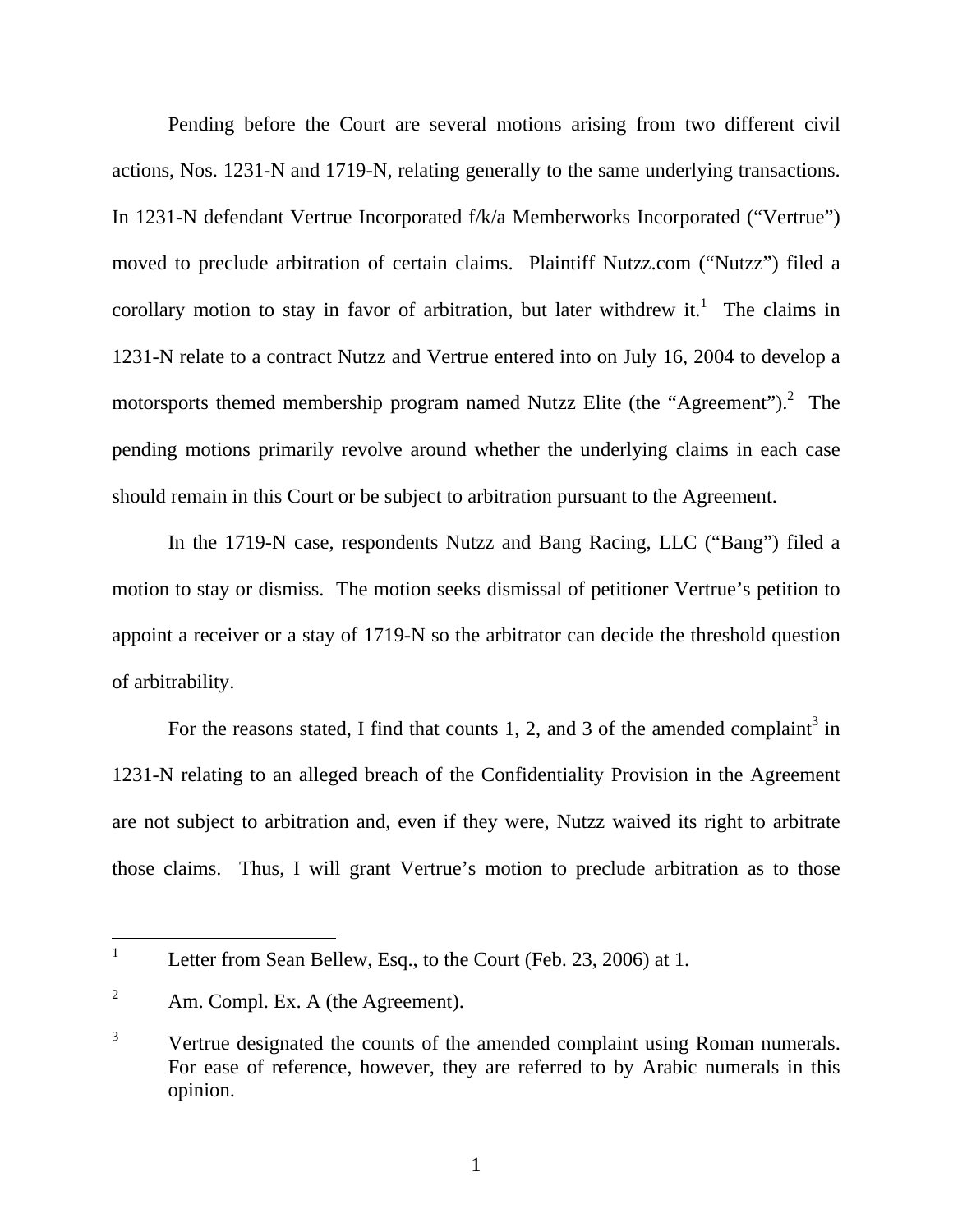Pending before the Court are several motions arising from two different civil actions, Nos. 1231-N and 1719-N, relating generally to the same underlying transactions. In 1231-N defendant Vertrue Incorporated f/k/a Memberworks Incorporated ("Vertrue") moved to preclude arbitration of certain claims. Plaintiff Nutzz.com ("Nutzz") filed a corollary motion to stay in favor of arbitration, but later withdrew it.[1] The claims in 1231-N relate to a contract Nutzz and Vertrue entered into on July 16, 2004 to develop a motorsports themed membership program named Nutzz Elite (the "Agreement").[2] The pending motions primarily revolve around whether the underlying claims in each case should remain in this Court or be subject to arbitration pursuant to the Agreement.

In the 1719-N case, respondents Nutzz and Bang Racing, LLC ("Bang") filed a motion to stay or dismiss. The motion seeks dismissal of petitioner Vertrue's petition to appoint a receiver or a stay of 1719-N so the arbitrator can decide the threshold question of arbitrability.

For the reasons stated, I find that counts 1, 2, and 3 of the amended complaint[3] in 1231-N relating to an alleged breach of the Confidentiality Provision in the Agreement are not subject to arbitration and, even if they were, Nutzz waived its right to arbitrate those claims. Thus, I will grant Vertrue's motion to preclude arbitration as to those

---

[1] Letter from Sean Bellew, Esq., to the Court (Feb. 23, 2006) at 1.

[2] Am. Compl. Ex. A (the Agreement).

[3] Vertrue designated the counts of the amended complaint using Roman numerals. For ease of reference, however, they are referred to by Arabic numerals in this opinion.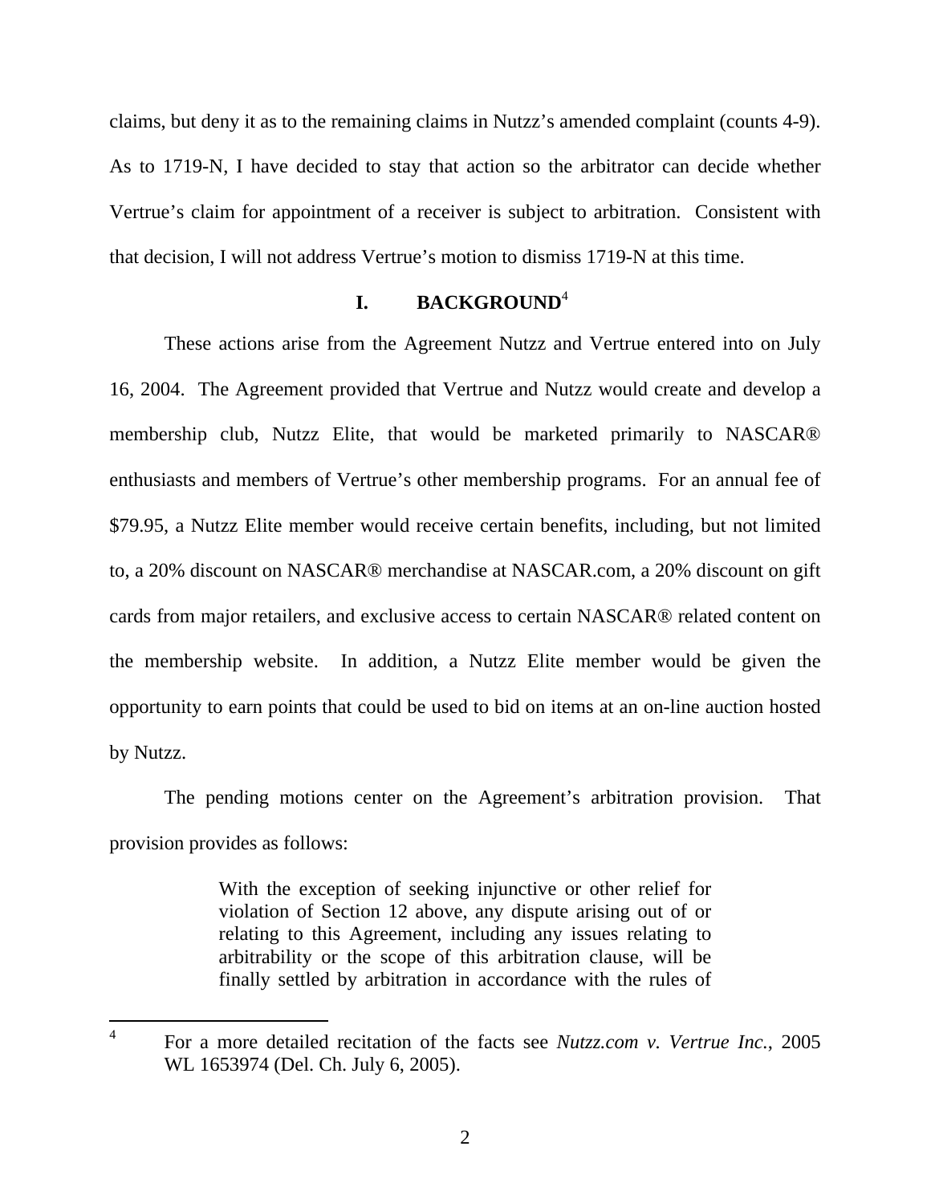claims, but deny it as to the remaining claims in Nutzz's amended complaint (counts 4-9). As to 1719-N, I have decided to stay that action so the arbitrator can decide whether Vertrue's claim for appointment of a receiver is subject to arbitration. Consistent with that decision, I will not address Vertrue's motion to dismiss 1719-N at this time.

## I. BACKGROUND[4]

These actions arise from the Agreement Nutzz and Vertrue entered into on July 16, 2004. The Agreement provided that Vertrue and Nutzz would create and develop a membership club, Nutzz Elite, that would be marketed primarily to NASCAR® enthusiasts and members of Vertrue's other membership programs. For an annual fee of $79.95, a Nutzz Elite member would receive certain benefits, including, but not limited to, a 20% discount on NASCAR® merchandise at NASCAR.com, a 20% discount on gift cards from major retailers, and exclusive access to certain NASCAR® related content on the membership website. In addition, a Nutzz Elite member would be given the opportunity to earn points that could be used to bid on items at an on-line auction hosted by Nutzz.

The pending motions center on the Agreement's arbitration provision. That provision provides as follows:

> With the exception of seeking injunctive or other relief for violation of Section 12 above, any dispute arising out of or relating to this Agreement, including any issues relating to arbitrability or the scope of this arbitration clause, will be finally settled by arbitration in accordance with the rules of

---

[4] For a more detailed recitation of the facts see *Nutzz.com v. Vertrue Inc.*, 2005 WL 1653974 (Del. Ch. July 6, 2005).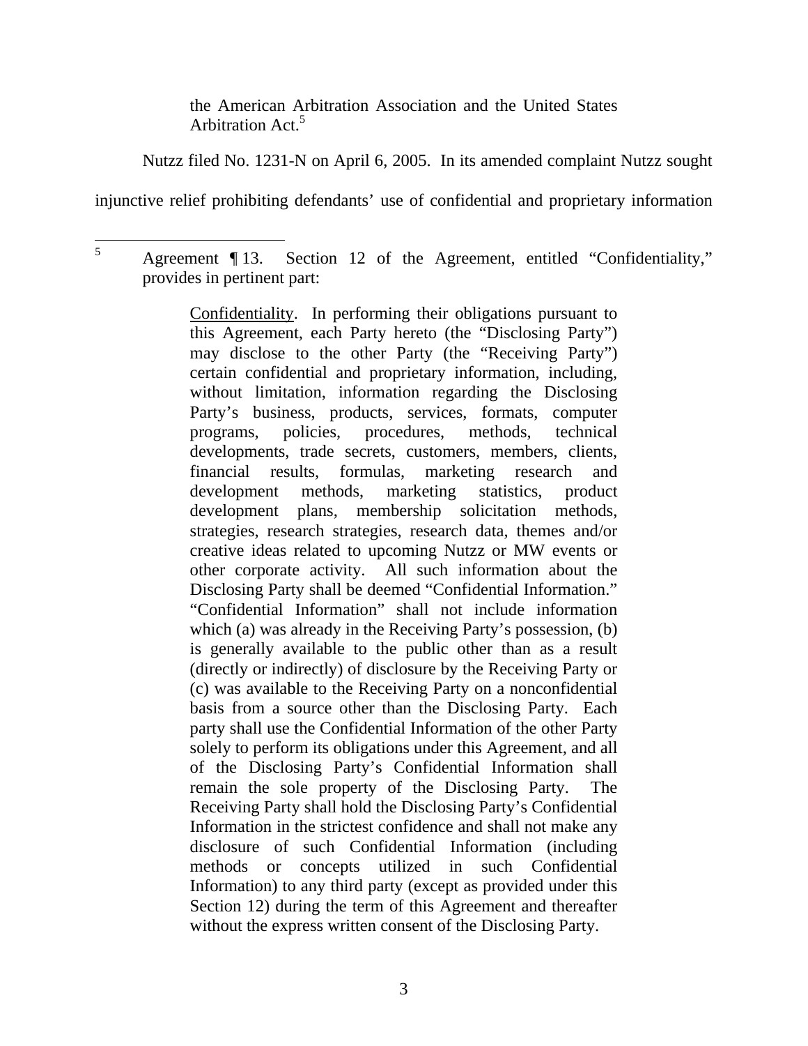> the American Arbitration Association and the United States Arbitration Act.[5]

Nutzz filed No. 1231-N on April 6, 2005. In its amended complaint Nutzz sought injunctive relief prohibiting defendants' use of confidential and proprietary information

---

[5] Agreement ¶ 13. Section 12 of the Agreement, entitled "Confidentiality," provides in pertinent part:

> Confidentiality. In performing their obligations pursuant to this Agreement, each Party hereto (the "Disclosing Party") may disclose to the other Party (the "Receiving Party") certain confidential and proprietary information, including, without limitation, information regarding the Disclosing Party's business, products, services, formats, computer programs, policies, procedures, methods, technical developments, trade secrets, customers, members, clients, financial results, formulas, marketing research and development methods, marketing statistics, product development plans, membership solicitation methods, strategies, research strategies, research data, themes and/or creative ideas related to upcoming Nutzz or MW events or other corporate activity. All such information about the Disclosing Party shall be deemed "Confidential Information." "Confidential Information" shall not include information which (a) was already in the Receiving Party's possession, (b) is generally available to the public other than as a result (directly or indirectly) of disclosure by the Receiving Party or (c) was available to the Receiving Party on a nonconfidential basis from a source other than the Disclosing Party. Each party shall use the Confidential Information of the other Party solely to perform its obligations under this Agreement, and all of the Disclosing Party's Confidential Information shall remain the sole property of the Disclosing Party. The Receiving Party shall hold the Disclosing Party's Confidential Information in the strictest confidence and shall not make any disclosure of such Confidential Information (including methods or concepts utilized in such Confidential Information) to any third party (except as provided under this Section 12) during the term of this Agreement and thereafter without the express written consent of the Disclosing Party.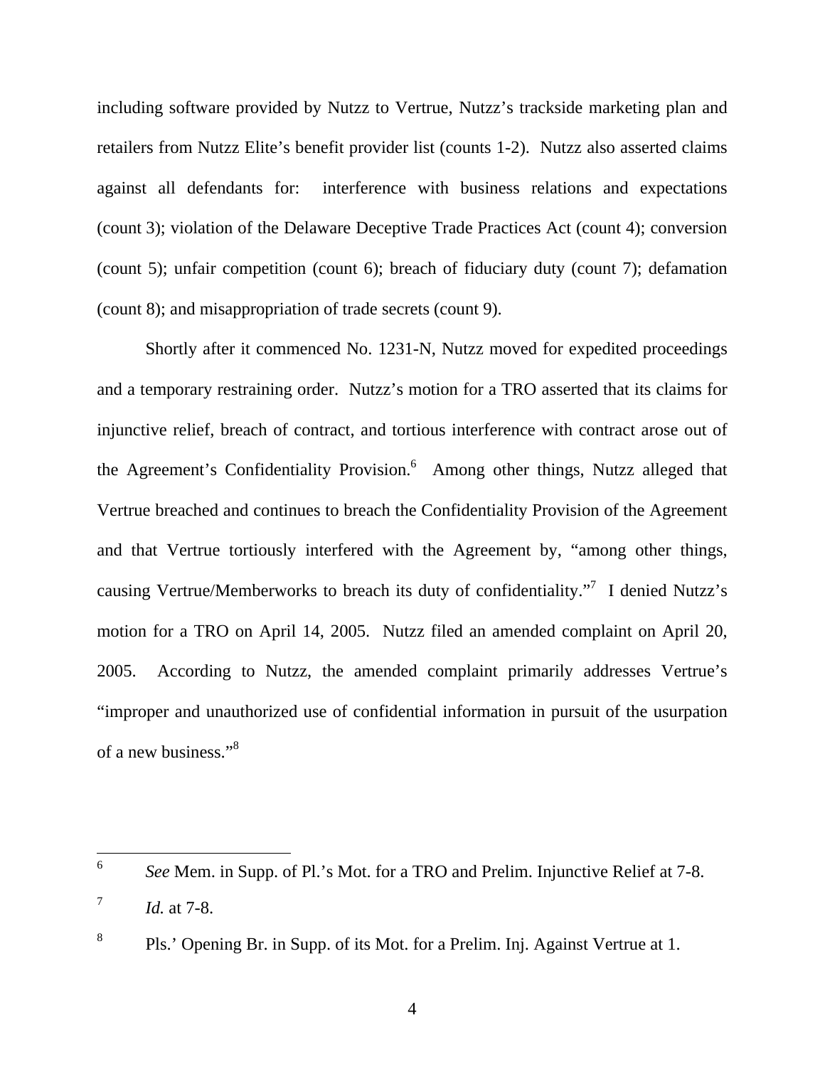including software provided by Nutzz to Vertrue, Nutzz's trackside marketing plan and retailers from Nutzz Elite's benefit provider list (counts 1-2). Nutzz also asserted claims against all defendants for: interference with business relations and expectations (count 3); violation of the Delaware Deceptive Trade Practices Act (count 4); conversion (count 5); unfair competition (count 6); breach of fiduciary duty (count 7); defamation (count 8); and misappropriation of trade secrets (count 9).

Shortly after it commenced No. 1231-N, Nutzz moved for expedited proceedings and a temporary restraining order. Nutzz's motion for a TRO asserted that its claims for injunctive relief, breach of contract, and tortious interference with contract arose out of the Agreement's Confidentiality Provision.[6] Among other things, Nutzz alleged that Vertrue breached and continues to breach the Confidentiality Provision of the Agreement and that Vertrue tortiously interfered with the Agreement by, "among other things, causing Vertrue/Memberworks to breach its duty of confidentiality."[7] I denied Nutzz's motion for a TRO on April 14, 2005. Nutzz filed an amended complaint on April 20, 2005. According to Nutzz, the amended complaint primarily addresses Vertrue's "improper and unauthorized use of confidential information in pursuit of the usurpation of a new business."[8]

---

[6] *See* Mem. in Supp. of Pl.'s Mot. for a TRO and Prelim. Injunctive Relief at 7-8.

[7] *Id.* at 7-8.

[8] Pls.' Opening Br. in Supp. of its Mot. for a Prelim. Inj. Against Vertrue at 1.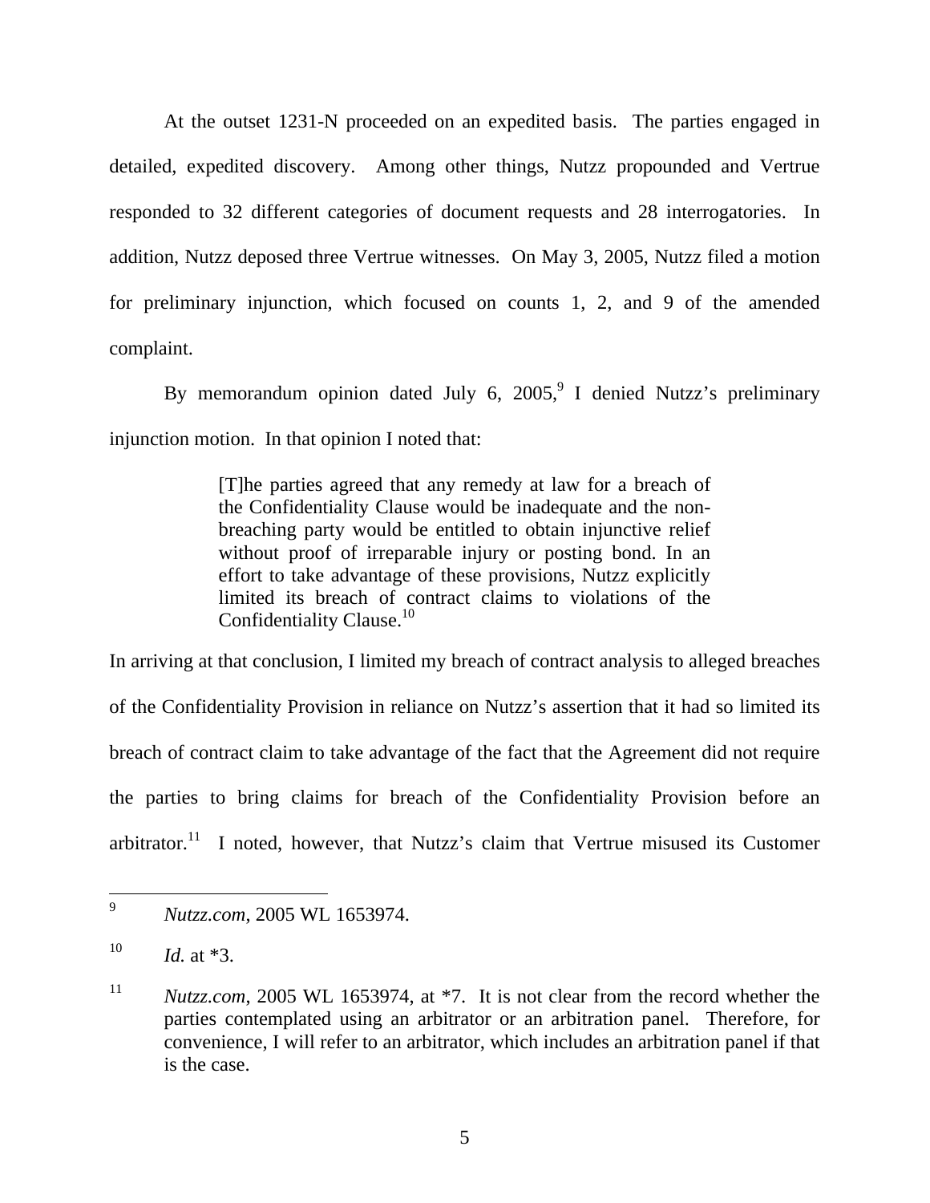At the outset 1231-N proceeded on an expedited basis. The parties engaged in detailed, expedited discovery. Among other things, Nutzz propounded and Vertrue responded to 32 different categories of document requests and 28 interrogatories. In addition, Nutzz deposed three Vertrue witnesses. On May 3, 2005, Nutzz filed a motion for preliminary injunction, which focused on counts 1, 2, and 9 of the amended complaint.

By memorandum opinion dated July 6, 2005,[9] I denied Nutzz's preliminary injunction motion. In that opinion I noted that:

> [T]he parties agreed that any remedy at law for a breach of the Confidentiality Clause would be inadequate and the non-breaching party would be entitled to obtain injunctive relief without proof of irreparable injury or posting bond. In an effort to take advantage of these provisions, Nutzz explicitly limited its breach of contract claims to violations of the Confidentiality Clause.[10]

In arriving at that conclusion, I limited my breach of contract analysis to alleged breaches of the Confidentiality Provision in reliance on Nutzz's assertion that it had so limited its breach of contract claim to take advantage of the fact that the Agreement did not require the parties to bring claims for breach of the Confidentiality Provision before an arbitrator.[11] I noted, however, that Nutzz's claim that Vertrue misused its Customer

---

[9] *Nutzz.com*, 2005 WL 1653974.

[10] *Id.* at *3.

[11] *Nutzz.com*, 2005 WL 1653974, at *7. It is not clear from the record whether the parties contemplated using an arbitrator or an arbitration panel. Therefore, for convenience, I will refer to an arbitrator, which includes an arbitration panel if that is the case.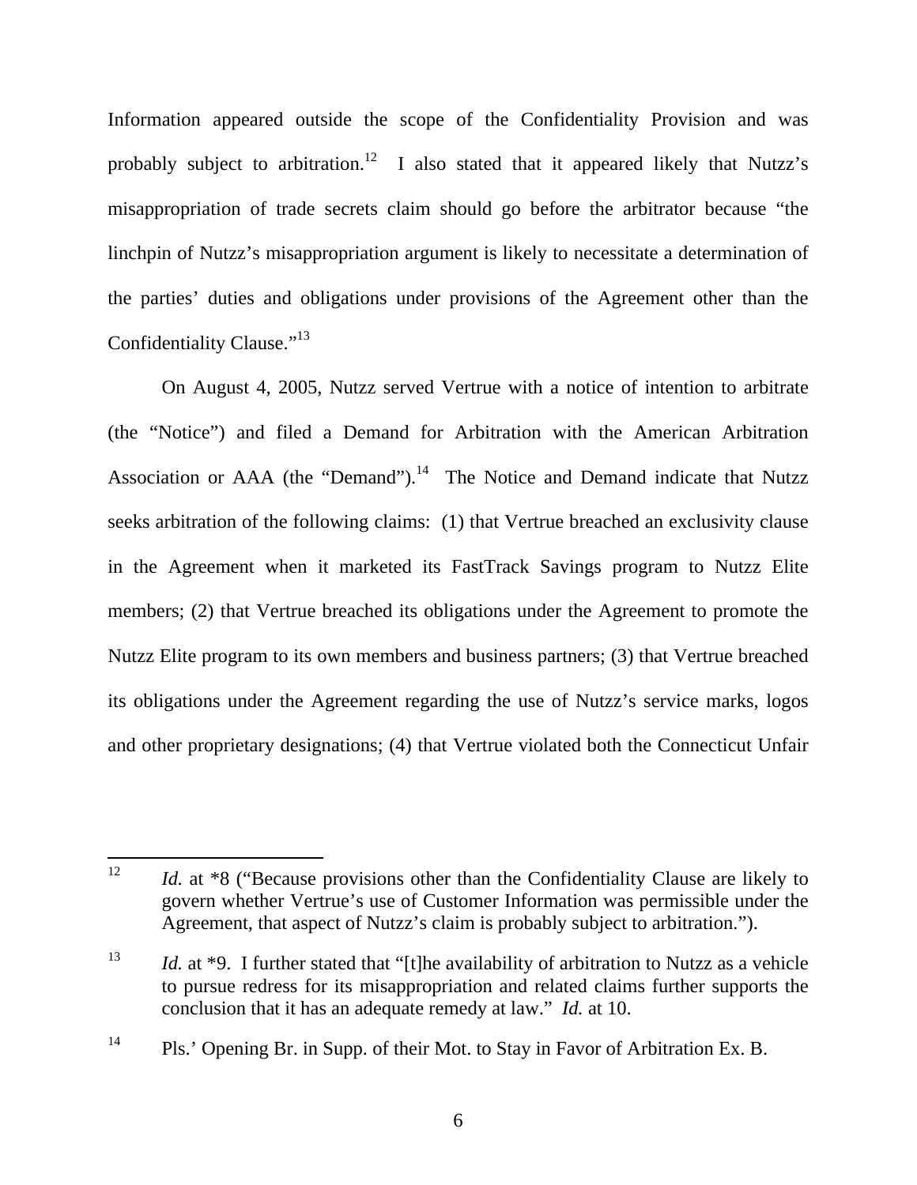Information appeared outside the scope of the Confidentiality Provision and was probably subject to arbitration.[12] I also stated that it appeared likely that Nutzz's misappropriation of trade secrets claim should go before the arbitrator because "the linchpin of Nutzz's misappropriation argument is likely to necessitate a determination of the parties' duties and obligations under provisions of the Agreement other than the Confidentiality Clause."[13]

On August 4, 2005, Nutzz served Vertrue with a notice of intention to arbitrate (the "Notice") and filed a Demand for Arbitration with the American Arbitration Association or AAA (the "Demand").[14] The Notice and Demand indicate that Nutzz seeks arbitration of the following claims: (1) that Vertrue breached an exclusivity clause in the Agreement when it marketed its FastTrack Savings program to Nutzz Elite members; (2) that Vertrue breached its obligations under the Agreement to promote the Nutzz Elite program to its own members and business partners; (3) that Vertrue breached its obligations under the Agreement regarding the use of Nutzz's service marks, logos and other proprietary designations; (4) that Vertrue violated both the Connecticut Unfair

---

[12] *Id.* at *8 ("Because provisions other than the Confidentiality Clause are likely to govern whether Vertrue's use of Customer Information was permissible under the Agreement, that aspect of Nutzz's claim is probably subject to arbitration.").

[13] *Id.* at *9. I further stated that "[t]he availability of arbitration to Nutzz as a vehicle to pursue redress for its misappropriation and related claims further supports the conclusion that it has an adequate remedy at law." *Id.* at 10.

[14] Pls.' Opening Br. in Supp. of their Mot. to Stay in Favor of Arbitration Ex. B.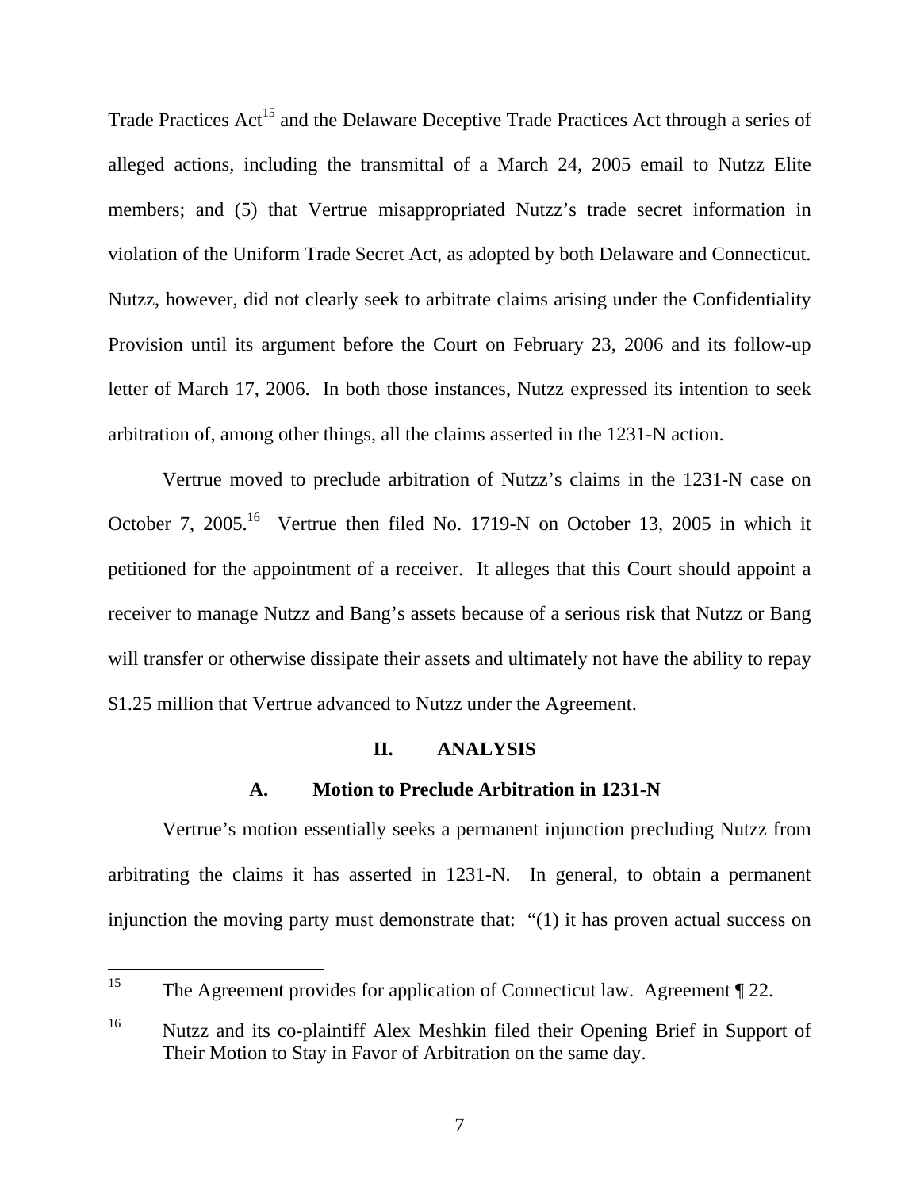Trade Practices Act[15] and the Delaware Deceptive Trade Practices Act through a series of alleged actions, including the transmittal of a March 24, 2005 email to Nutzz Elite members; and (5) that Vertrue misappropriated Nutzz's trade secret information in violation of the Uniform Trade Secret Act, as adopted by both Delaware and Connecticut. Nutzz, however, did not clearly seek to arbitrate claims arising under the Confidentiality Provision until its argument before the Court on February 23, 2006 and its follow-up letter of March 17, 2006. In both those instances, Nutzz expressed its intention to seek arbitration of, among other things, all the claims asserted in the 1231-N action.

Vertrue moved to preclude arbitration of Nutzz's claims in the 1231-N case on October 7, 2005.[16] Vertrue then filed No. 1719-N on October 13, 2005 in which it petitioned for the appointment of a receiver. It alleges that this Court should appoint a receiver to manage Nutzz and Bang's assets because of a serious risk that Nutzz or Bang will transfer or otherwise dissipate their assets and ultimately not have the ability to repay \$1.25 million that Vertrue advanced to Nutzz under the Agreement.

## II. ANALYSIS

### A. Motion to Preclude Arbitration in 1231-N

Vertrue's motion essentially seeks a permanent injunction precluding Nutzz from arbitrating the claims it has asserted in 1231-N. In general, to obtain a permanent injunction the moving party must demonstrate that: "(1) it has proven actual success on

---

[15] The Agreement provides for application of Connecticut law. Agreement ¶ 22.

[16] Nutzz and its co-plaintiff Alex Meshkin filed their Opening Brief in Support of Their Motion to Stay in Favor of Arbitration on the same day.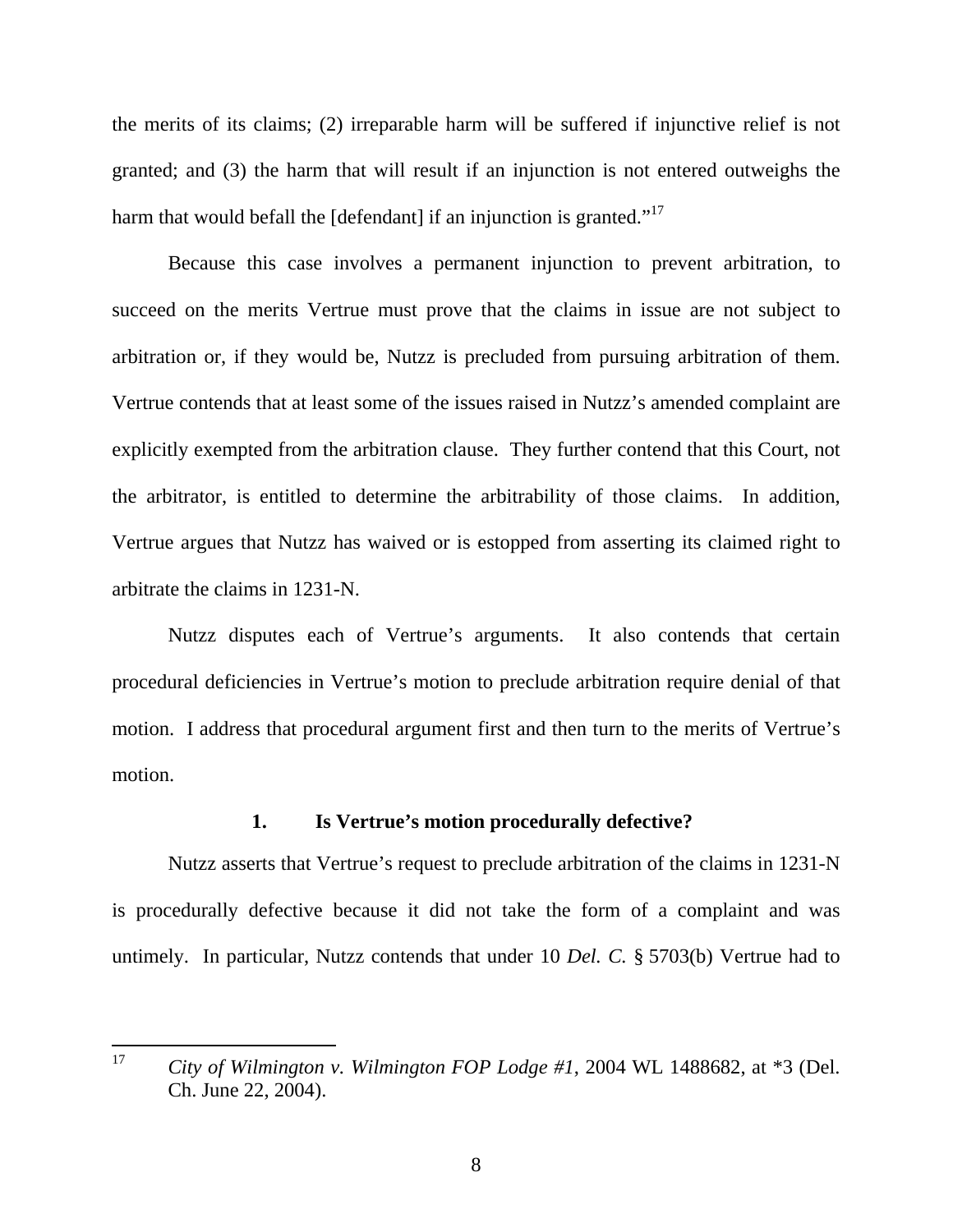the merits of its claims; (2) irreparable harm will be suffered if injunctive relief is not granted; and (3) the harm that will result if an injunction is not entered outweighs the harm that would befall the [defendant] if an injunction is granted."[17]

Because this case involves a permanent injunction to prevent arbitration, to succeed on the merits Vertrue must prove that the claims in issue are not subject to arbitration or, if they would be, Nutzz is precluded from pursuing arbitration of them. Vertrue contends that at least some of the issues raised in Nutzz's amended complaint are explicitly exempted from the arbitration clause. They further contend that this Court, not the arbitrator, is entitled to determine the arbitrability of those claims. In addition, Vertrue argues that Nutzz has waived or is estopped from asserting its claimed right to arbitrate the claims in 1231-N.

Nutzz disputes each of Vertrue's arguments. It also contends that certain procedural deficiencies in Vertrue's motion to preclude arbitration require denial of that motion. I address that procedural argument first and then turn to the merits of Vertrue's motion.

### 1. Is Vertrue's motion procedurally defective?

Nutzz asserts that Vertrue's request to preclude arbitration of the claims in 1231-N is procedurally defective because it did not take the form of a complaint and was untimely. In particular, Nutzz contends that under 10 *Del. C.* § 5703(b) Vertrue had to

---

[17] *City of Wilmington v. Wilmington FOP Lodge #1*, 2004 WL 1488682, at *3 (Del. Ch. June 22, 2004).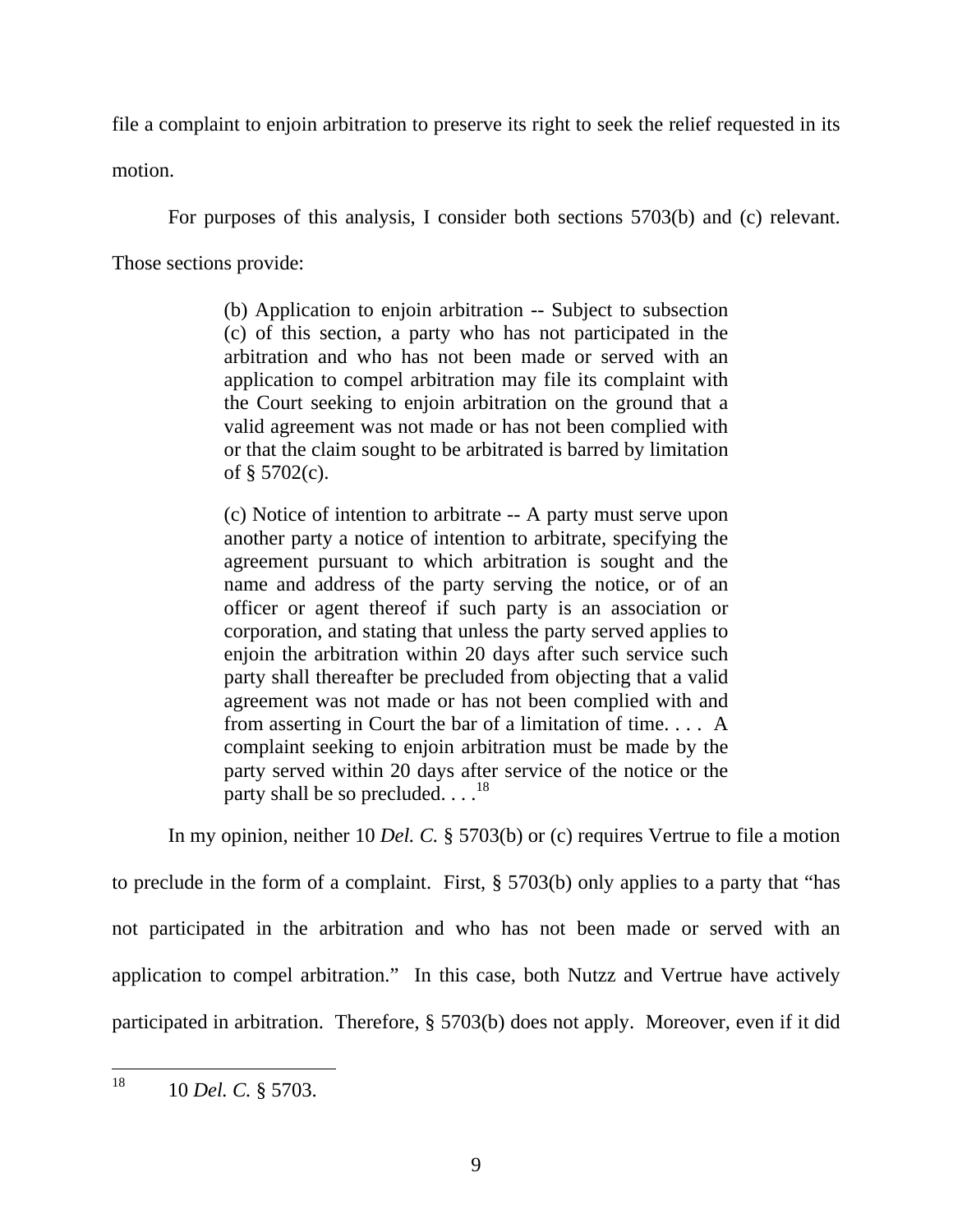file a complaint to enjoin arbitration to preserve its right to seek the relief requested in its motion.

For purposes of this analysis, I consider both sections 5703(b) and (c) relevant. Those sections provide:

> (b) Application to enjoin arbitration -- Subject to subsection (c) of this section, a party who has not participated in the arbitration and who has not been made or served with an application to compel arbitration may file its complaint with the Court seeking to enjoin arbitration on the ground that a valid agreement was not made or has not been complied with or that the claim sought to be arbitrated is barred by limitation of § 5702(c).
>
> (c) Notice of intention to arbitrate -- A party must serve upon another party a notice of intention to arbitrate, specifying the agreement pursuant to which arbitration is sought and the name and address of the party serving the notice, or of an officer or agent thereof if such party is an association or corporation, and stating that unless the party served applies to enjoin the arbitration within 20 days after such service such party shall thereafter be precluded from objecting that a valid agreement was not made or has not been complied with and from asserting in Court the bar of a limitation of time. . . . A complaint seeking to enjoin arbitration must be made by the party served within 20 days after service of the notice or the party shall be so precluded. . . .[18]

In my opinion, neither 10 *Del. C.* § 5703(b) or (c) requires Vertrue to file a motion to preclude in the form of a complaint. First, § 5703(b) only applies to a party that "has not participated in the arbitration and who has not been made or served with an application to compel arbitration." In this case, both Nutzz and Vertrue have actively participated in arbitration. Therefore, § 5703(b) does not apply. Moreover, even if it did

---

[18] 10 *Del. C.* § 5703.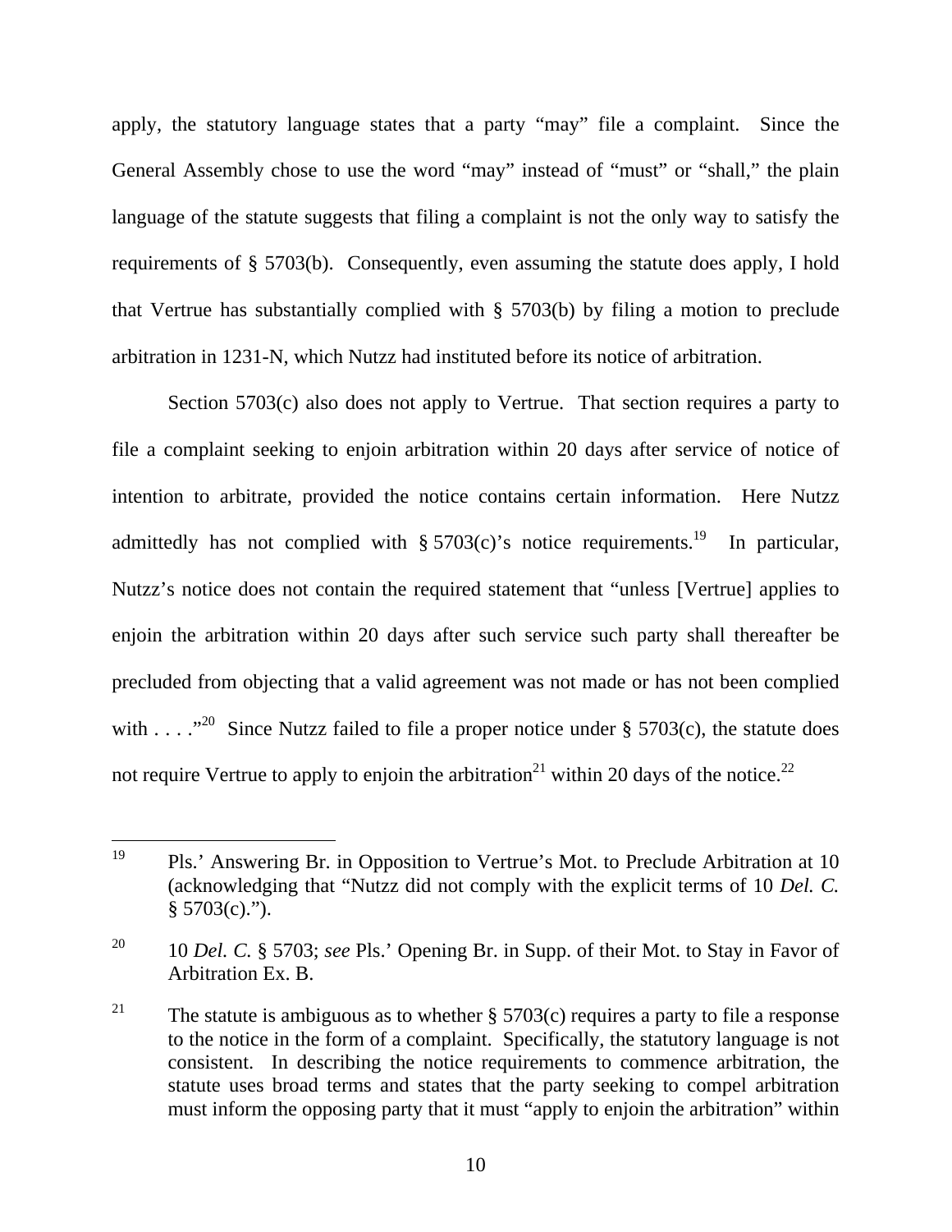apply, the statutory language states that a party "may" file a complaint. Since the General Assembly chose to use the word "may" instead of "must" or "shall," the plain language of the statute suggests that filing a complaint is not the only way to satisfy the requirements of § 5703(b). Consequently, even assuming the statute does apply, I hold that Vertrue has substantially complied with § 5703(b) by filing a motion to preclude arbitration in 1231-N, which Nutzz had instituted before its notice of arbitration.

Section 5703(c) also does not apply to Vertrue. That section requires a party to file a complaint seeking to enjoin arbitration within 20 days after service of notice of intention to arbitrate, provided the notice contains certain information. Here Nutzz admittedly has not complied with § 5703(c)'s notice requirements.[19] In particular, Nutzz's notice does not contain the required statement that "unless [Vertrue] applies to enjoin the arbitration within 20 days after such service such party shall thereafter be precluded from objecting that a valid agreement was not made or has not been complied with . . . ."[20] Since Nutzz failed to file a proper notice under § 5703(c), the statute does not require Vertrue to apply to enjoin the arbitration[21] within 20 days of the notice.[22]

---

[19] Pls.' Answering Br. in Opposition to Vertrue's Mot. to Preclude Arbitration at 10 (acknowledging that "Nutzz did not comply with the explicit terms of 10 *Del. C.* § 5703(c).").

[20] 10 *Del. C.* § 5703; *see* Pls.' Opening Br. in Supp. of their Mot. to Stay in Favor of Arbitration Ex. B.

[21] The statute is ambiguous as to whether § 5703(c) requires a party to file a response to the notice in the form of a complaint. Specifically, the statutory language is not consistent. In describing the notice requirements to commence arbitration, the statute uses broad terms and states that the party seeking to compel arbitration must inform the opposing party that it must "apply to enjoin the arbitration" within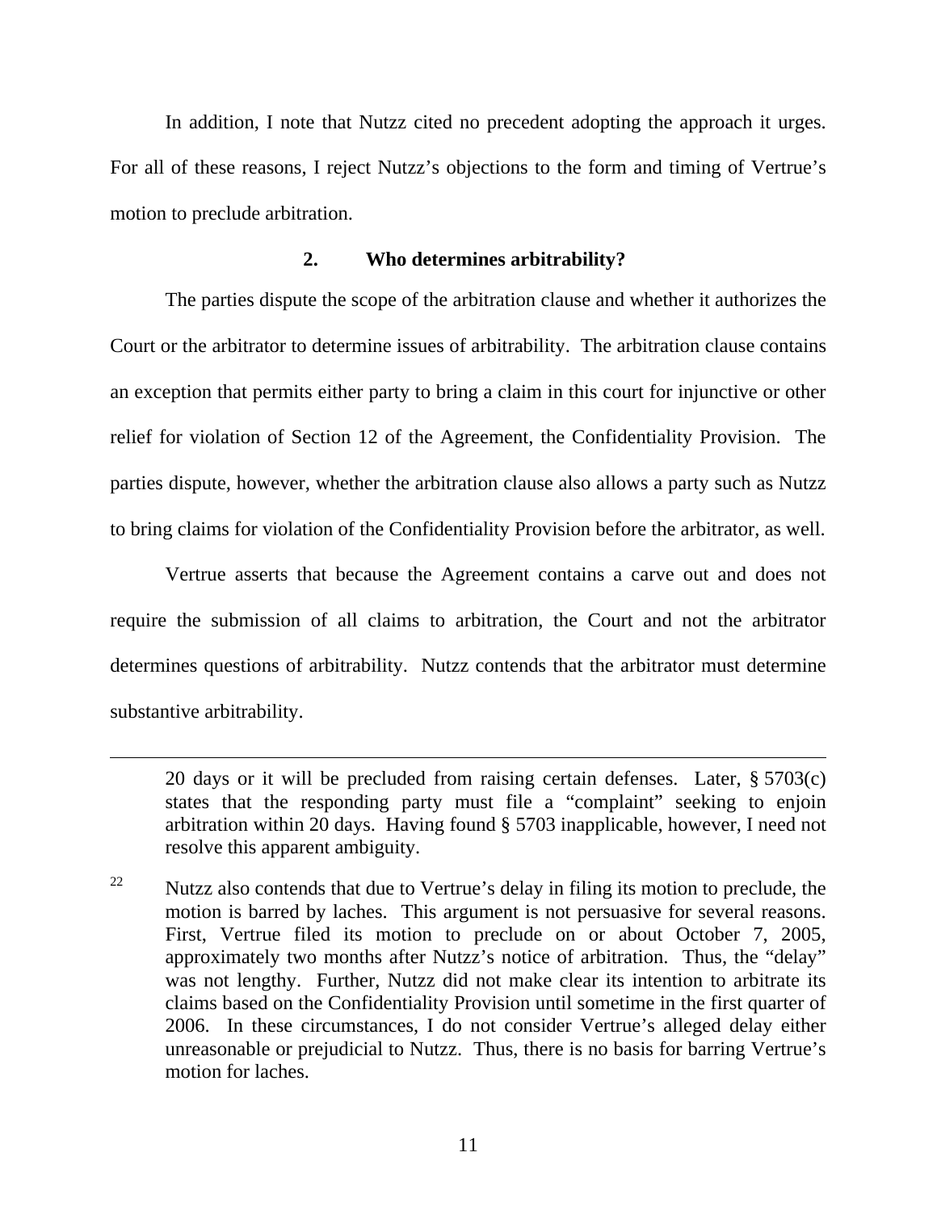In addition, I note that Nutzz cited no precedent adopting the approach it urges. For all of these reasons, I reject Nutzz's objections to the form and timing of Vertrue's motion to preclude arbitration.

### 2. Who determines arbitrability?

The parties dispute the scope of the arbitration clause and whether it authorizes the Court or the arbitrator to determine issues of arbitrability. The arbitration clause contains an exception that permits either party to bring a claim in this court for injunctive or other relief for violation of Section 12 of the Agreement, the Confidentiality Provision. The parties dispute, however, whether the arbitration clause also allows a party such as Nutzz to bring claims for violation of the Confidentiality Provision before the arbitrator, as well.

Vertrue asserts that because the Agreement contains a carve out and does not require the submission of all claims to arbitration, the Court and not the arbitrator determines questions of arbitrability. Nutzz contends that the arbitrator must determine substantive arbitrability.

---

20 days or it will be precluded from raising certain defenses. Later, § 5703(c) states that the responding party must file a "complaint" seeking to enjoin arbitration within 20 days. Having found § 5703 inapplicable, however, I need not resolve this apparent ambiguity.

[22] Nutzz also contends that due to Vertrue's delay in filing its motion to preclude, the motion is barred by laches. This argument is not persuasive for several reasons. First, Vertrue filed its motion to preclude on or about October 7, 2005, approximately two months after Nutzz's notice of arbitration. Thus, the "delay" was not lengthy. Further, Nutzz did not make clear its intention to arbitrate its claims based on the Confidentiality Provision until sometime in the first quarter of 2006. In these circumstances, I do not consider Vertrue's alleged delay either unreasonable or prejudicial to Nutzz. Thus, there is no basis for barring Vertrue's motion for laches.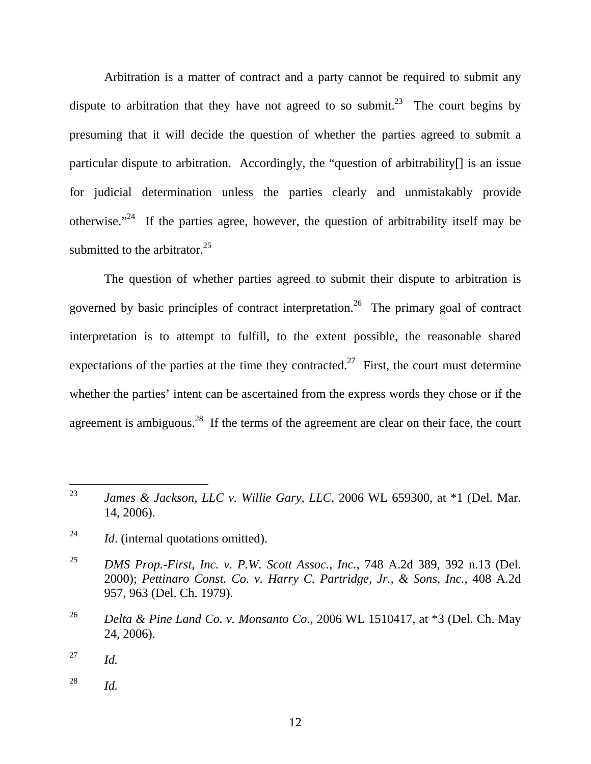Arbitration is a matter of contract and a party cannot be required to submit any dispute to arbitration that they have not agreed to so submit.[23] The court begins by presuming that it will decide the question of whether the parties agreed to submit a particular dispute to arbitration. Accordingly, the "question of arbitrability[] is an issue for judicial determination unless the parties clearly and unmistakably provide otherwise."[24] If the parties agree, however, the question of arbitrability itself may be submitted to the arbitrator.[25]

The question of whether parties agreed to submit their dispute to arbitration is governed by basic principles of contract interpretation.[26] The primary goal of contract interpretation is to attempt to fulfill, to the extent possible, the reasonable shared expectations of the parties at the time they contracted.[27] First, the court must determine whether the parties' intent can be ascertained from the express words they chose or if the agreement is ambiguous.[28] If the terms of the agreement are clear on their face, the court

---

[23] *James & Jackson, LLC v. Willie Gary, LLC*, 2006 WL 659300, at *1 (Del. Mar. 14, 2006).

[24] *Id*. (internal quotations omitted).

[25] *DMS Prop.-First, Inc. v. P.W. Scott Assoc., Inc.*, 748 A.2d 389, 392 n.13 (Del. 2000); *Pettinaro Const. Co. v. Harry C. Partridge, Jr., & Sons, Inc.*, 408 A.2d 957, 963 (Del. Ch. 1979).

[26] *Delta & Pine Land Co. v. Monsanto Co.*, 2006 WL 1510417, at *3 (Del. Ch. May 24, 2006).

[27] *Id.*

[28] *Id.*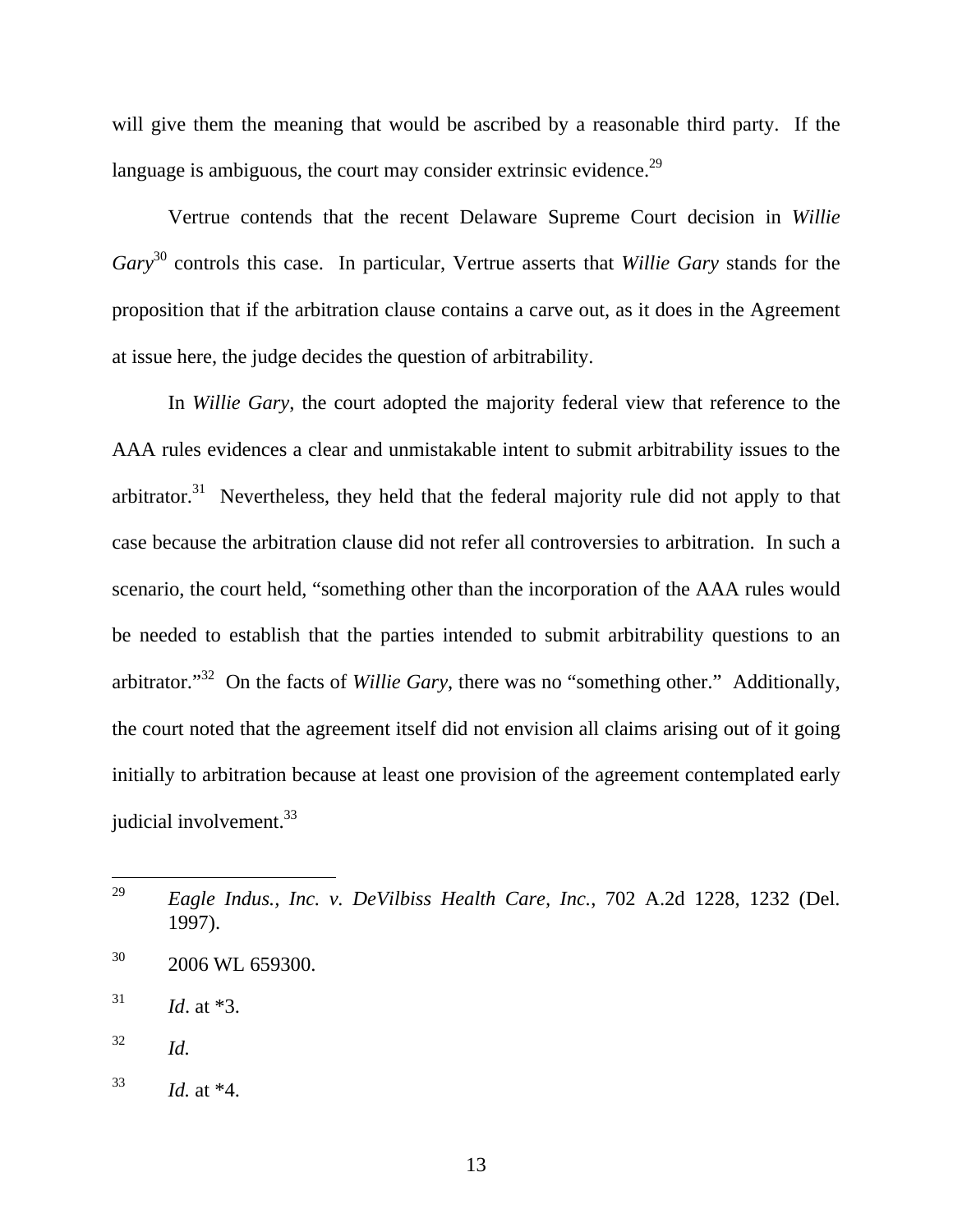will give them the meaning that would be ascribed by a reasonable third party. If the language is ambiguous, the court may consider extrinsic evidence.[29]

Vertrue contends that the recent Delaware Supreme Court decision in *Willie Gary*[30] controls this case. In particular, Vertrue asserts that *Willie Gary* stands for the proposition that if the arbitration clause contains a carve out, as it does in the Agreement at issue here, the judge decides the question of arbitrability.

In *Willie Gary*, the court adopted the majority federal view that reference to the AAA rules evidences a clear and unmistakable intent to submit arbitrability issues to the arbitrator.[31] Nevertheless, they held that the federal majority rule did not apply to that case because the arbitration clause did not refer all controversies to arbitration. In such a scenario, the court held, "something other than the incorporation of the AAA rules would be needed to establish that the parties intended to submit arbitrability questions to an arbitrator."[32] On the facts of *Willie Gary*, there was no "something other." Additionally, the court noted that the agreement itself did not envision all claims arising out of it going initially to arbitration because at least one provision of the agreement contemplated early judicial involvement.[33]

---

[29] *Eagle Indus., Inc. v. DeVilbiss Health Care, Inc.*, 702 A.2d 1228, 1232 (Del. 1997).

[30] 2006 WL 659300.

[31] *Id*. at *3.

[32] *Id.*

[33] *Id.* at *4.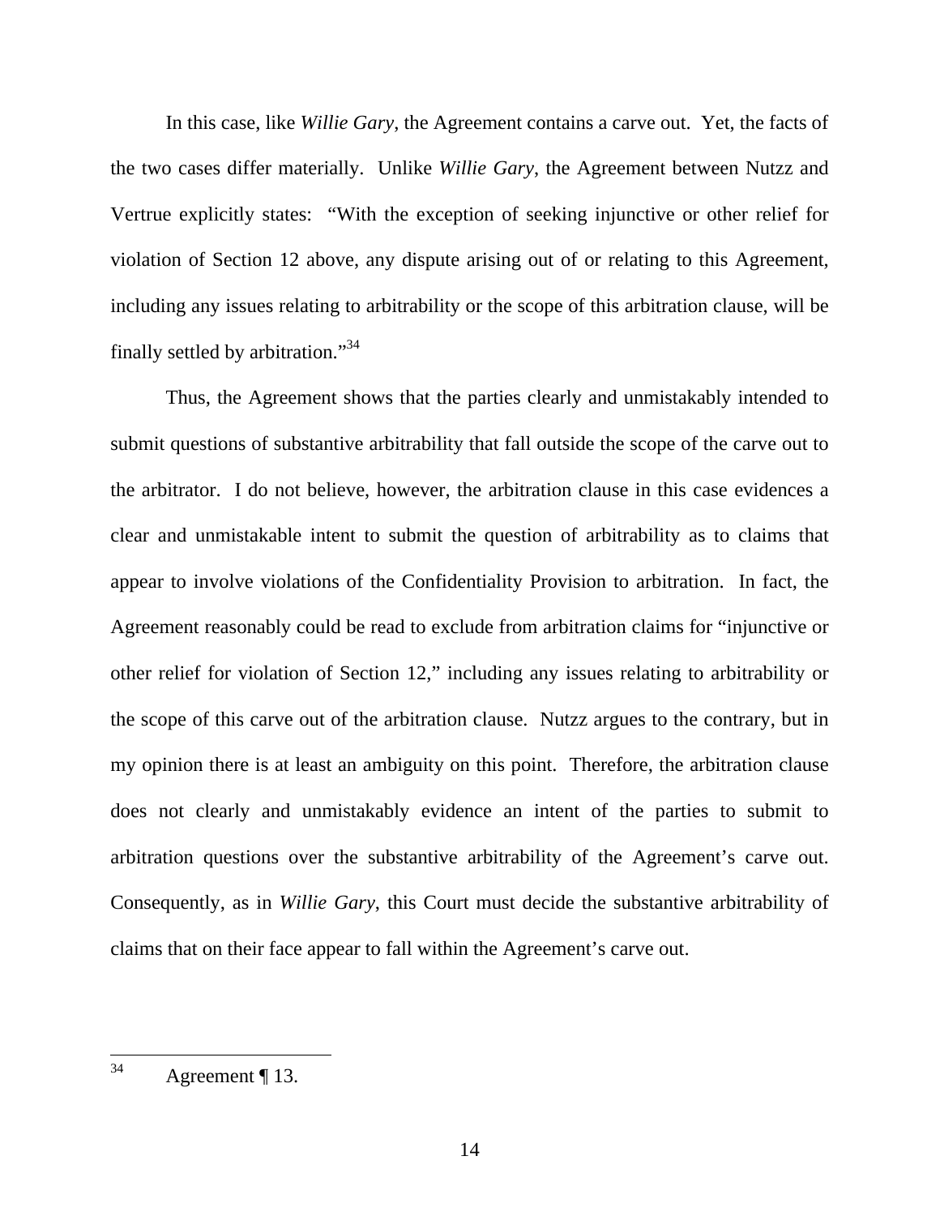In this case, like *Willie Gary*, the Agreement contains a carve out. Yet, the facts of the two cases differ materially. Unlike *Willie Gary*, the Agreement between Nutzz and Vertrue explicitly states: "With the exception of seeking injunctive or other relief for violation of Section 12 above, any dispute arising out of or relating to this Agreement, including any issues relating to arbitrability or the scope of this arbitration clause, will be finally settled by arbitration."[34]

Thus, the Agreement shows that the parties clearly and unmistakably intended to submit questions of substantive arbitrability that fall outside the scope of the carve out to the arbitrator. I do not believe, however, the arbitration clause in this case evidences a clear and unmistakable intent to submit the question of arbitrability as to claims that appear to involve violations of the Confidentiality Provision to arbitration. In fact, the Agreement reasonably could be read to exclude from arbitration claims for "injunctive or other relief for violation of Section 12," including any issues relating to arbitrability or the scope of this carve out of the arbitration clause. Nutzz argues to the contrary, but in my opinion there is at least an ambiguity on this point. Therefore, the arbitration clause does not clearly and unmistakably evidence an intent of the parties to submit to arbitration questions over the substantive arbitrability of the Agreement's carve out. Consequently, as in *Willie Gary*, this Court must decide the substantive arbitrability of claims that on their face appear to fall within the Agreement's carve out.

---

[34] Agreement ¶ 13.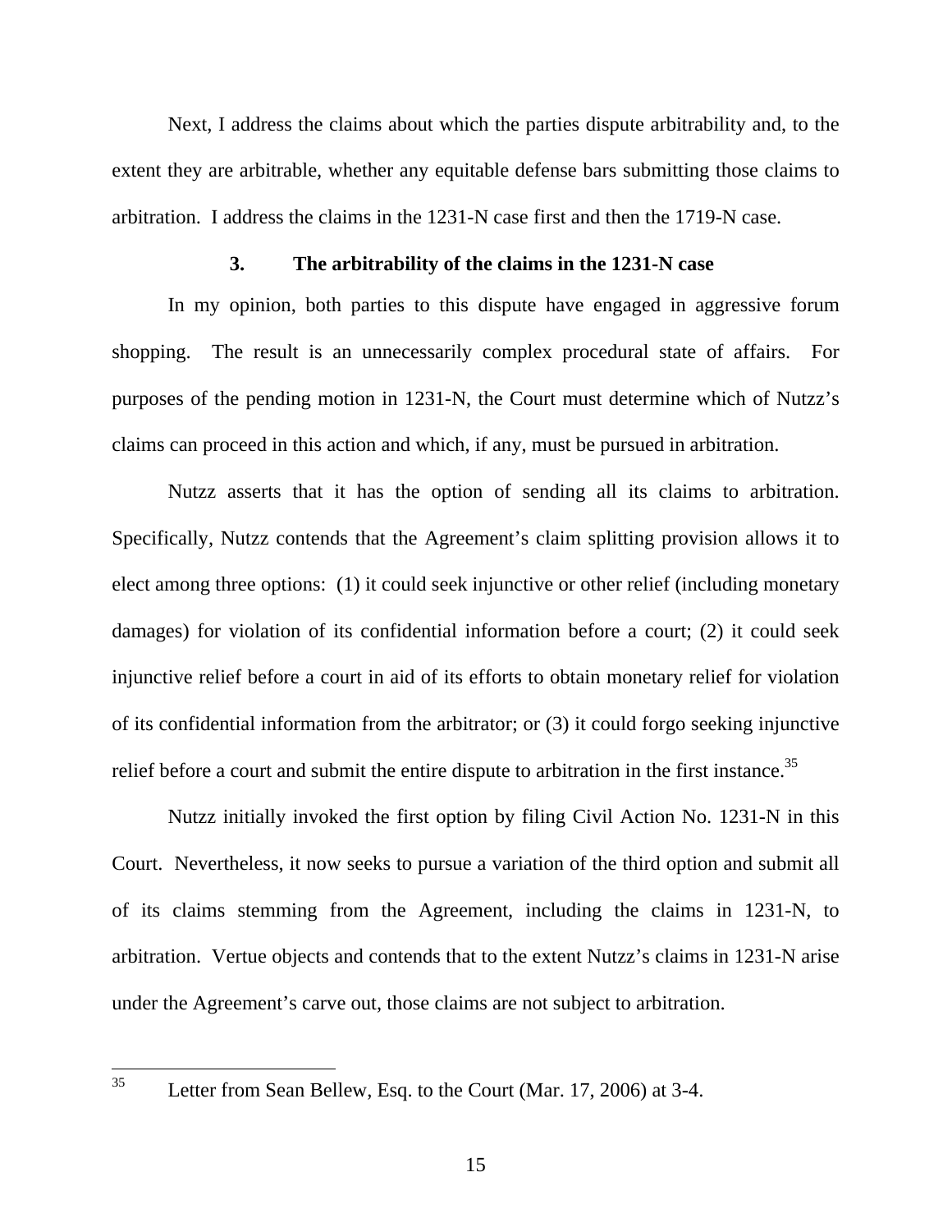Next, I address the claims about which the parties dispute arbitrability and, to the extent they are arbitrable, whether any equitable defense bars submitting those claims to arbitration. I address the claims in the 1231-N case first and then the 1719-N case.

### 3. The arbitrability of the claims in the 1231-N case

In my opinion, both parties to this dispute have engaged in aggressive forum shopping. The result is an unnecessarily complex procedural state of affairs. For purposes of the pending motion in 1231-N, the Court must determine which of Nutzz's claims can proceed in this action and which, if any, must be pursued in arbitration.

Nutzz asserts that it has the option of sending all its claims to arbitration. Specifically, Nutzz contends that the Agreement's claim splitting provision allows it to elect among three options: (1) it could seek injunctive or other relief (including monetary damages) for violation of its confidential information before a court; (2) it could seek injunctive relief before a court in aid of its efforts to obtain monetary relief for violation of its confidential information from the arbitrator; or (3) it could forgo seeking injunctive relief before a court and submit the entire dispute to arbitration in the first instance.[35]

Nutzz initially invoked the first option by filing Civil Action No. 1231-N in this Court. Nevertheless, it now seeks to pursue a variation of the third option and submit all of its claims stemming from the Agreement, including the claims in 1231-N, to arbitration. Vertue objects and contends that to the extent Nutzz's claims in 1231-N arise under the Agreement's carve out, those claims are not subject to arbitration.

---

[35] Letter from Sean Bellew, Esq. to the Court (Mar. 17, 2006) at 3-4.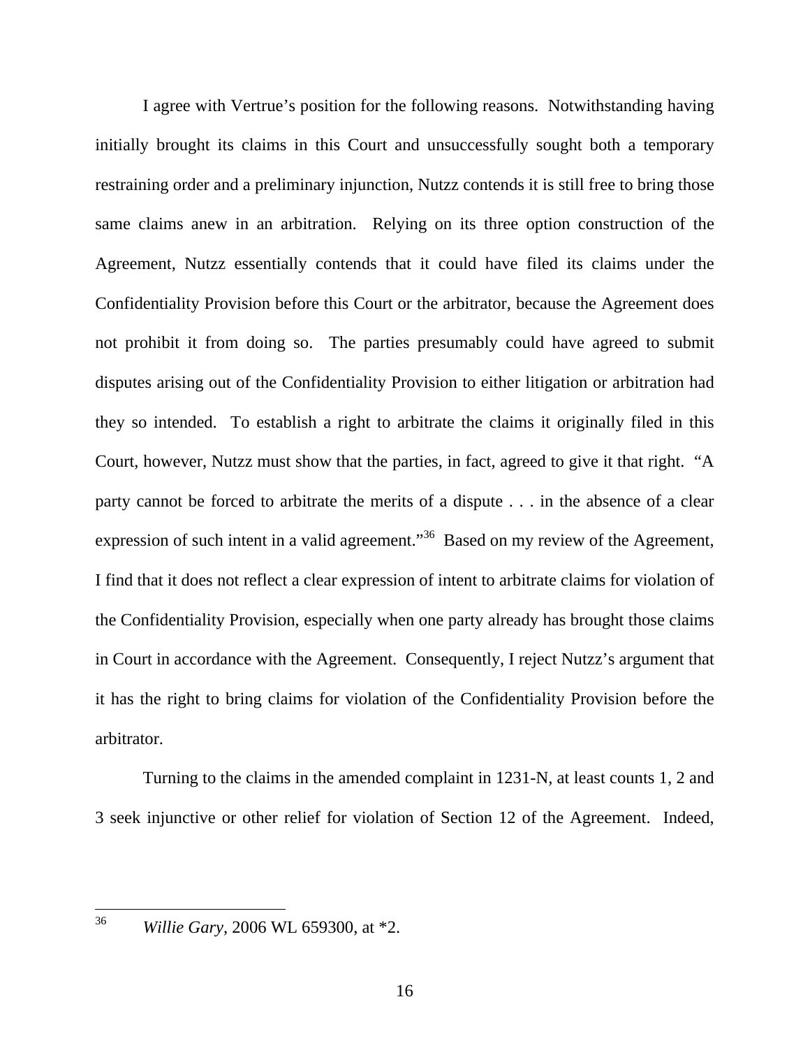I agree with Vertrue's position for the following reasons. Notwithstanding having initially brought its claims in this Court and unsuccessfully sought both a temporary restraining order and a preliminary injunction, Nutzz contends it is still free to bring those same claims anew in an arbitration. Relying on its three option construction of the Agreement, Nutzz essentially contends that it could have filed its claims under the Confidentiality Provision before this Court or the arbitrator, because the Agreement does not prohibit it from doing so. The parties presumably could have agreed to submit disputes arising out of the Confidentiality Provision to either litigation or arbitration had they so intended. To establish a right to arbitrate the claims it originally filed in this Court, however, Nutzz must show that the parties, in fact, agreed to give it that right. "A party cannot be forced to arbitrate the merits of a dispute . . . in the absence of a clear expression of such intent in a valid agreement."[36] Based on my review of the Agreement, I find that it does not reflect a clear expression of intent to arbitrate claims for violation of the Confidentiality Provision, especially when one party already has brought those claims in Court in accordance with the Agreement. Consequently, I reject Nutzz's argument that it has the right to bring claims for violation of the Confidentiality Provision before the arbitrator.

Turning to the claims in the amended complaint in 1231-N, at least counts 1, 2 and 3 seek injunctive or other relief for violation of Section 12 of the Agreement. Indeed,

---

[36] *Willie Gary*, 2006 WL 659300, at *2.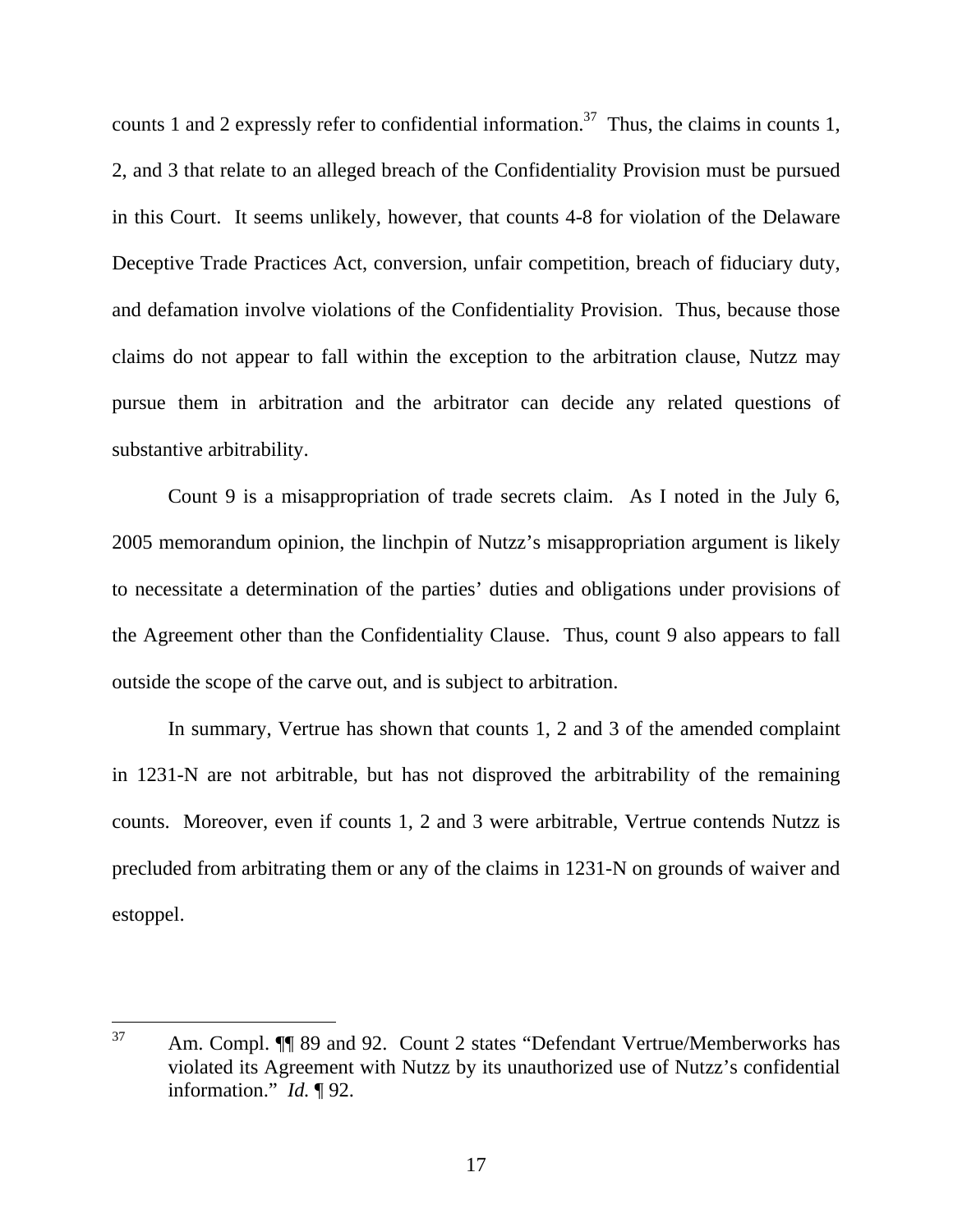counts 1 and 2 expressly refer to confidential information.[37] Thus, the claims in counts 1, 2, and 3 that relate to an alleged breach of the Confidentiality Provision must be pursued in this Court. It seems unlikely, however, that counts 4-8 for violation of the Delaware Deceptive Trade Practices Act, conversion, unfair competition, breach of fiduciary duty, and defamation involve violations of the Confidentiality Provision. Thus, because those claims do not appear to fall within the exception to the arbitration clause, Nutzz may pursue them in arbitration and the arbitrator can decide any related questions of substantive arbitrability.

Count 9 is a misappropriation of trade secrets claim. As I noted in the July 6, 2005 memorandum opinion, the linchpin of Nutzz's misappropriation argument is likely to necessitate a determination of the parties' duties and obligations under provisions of the Agreement other than the Confidentiality Clause. Thus, count 9 also appears to fall outside the scope of the carve out, and is subject to arbitration.

In summary, Vertrue has shown that counts 1, 2 and 3 of the amended complaint in 1231-N are not arbitrable, but has not disproved the arbitrability of the remaining counts. Moreover, even if counts 1, 2 and 3 were arbitrable, Vertrue contends Nutzz is precluded from arbitrating them or any of the claims in 1231-N on grounds of waiver and estoppel.

---

[37] Am. Compl. ¶¶ 89 and 92. Count 2 states "Defendant Vertrue/Memberworks has violated its Agreement with Nutzz by its unauthorized use of Nutzz's confidential information." *Id.* ¶ 92.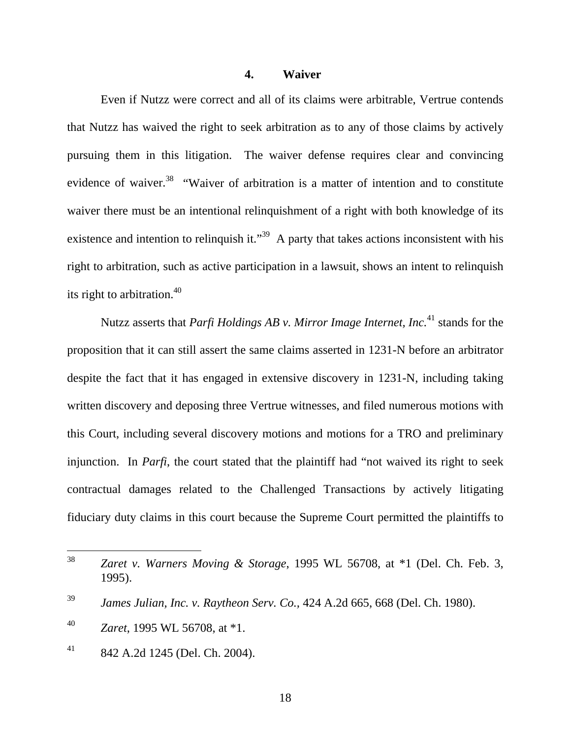#### 4. Waiver

Even if Nutzz were correct and all of its claims were arbitrable, Vertrue contends that Nutzz has waived the right to seek arbitration as to any of those claims by actively pursuing them in this litigation. The waiver defense requires clear and convincing evidence of waiver.[38] "Waiver of arbitration is a matter of intention and to constitute waiver there must be an intentional relinquishment of a right with both knowledge of its existence and intention to relinquish it."[39] A party that takes actions inconsistent with his right to arbitration, such as active participation in a lawsuit, shows an intent to relinquish its right to arbitration.[40]

Nutzz asserts that *Parfi Holdings AB v. Mirror Image Internet, Inc.*[41] stands for the proposition that it can still assert the same claims asserted in 1231-N before an arbitrator despite the fact that it has engaged in extensive discovery in 1231-N, including taking written discovery and deposing three Vertrue witnesses, and filed numerous motions with this Court, including several discovery motions and motions for a TRO and preliminary injunction. In *Parfi*, the court stated that the plaintiff had "not waived its right to seek contractual damages related to the Challenged Transactions by actively litigating fiduciary duty claims in this court because the Supreme Court permitted the plaintiffs to

---

[38] *Zaret v. Warners Moving & Storage*, 1995 WL 56708, at *1 (Del. Ch. Feb. 3, 1995).

[39] *James Julian, Inc. v. Raytheon Serv. Co.*, 424 A.2d 665, 668 (Del. Ch. 1980).

[40] *Zaret*, 1995 WL 56708, at *1.

[41] 842 A.2d 1245 (Del. Ch. 2004).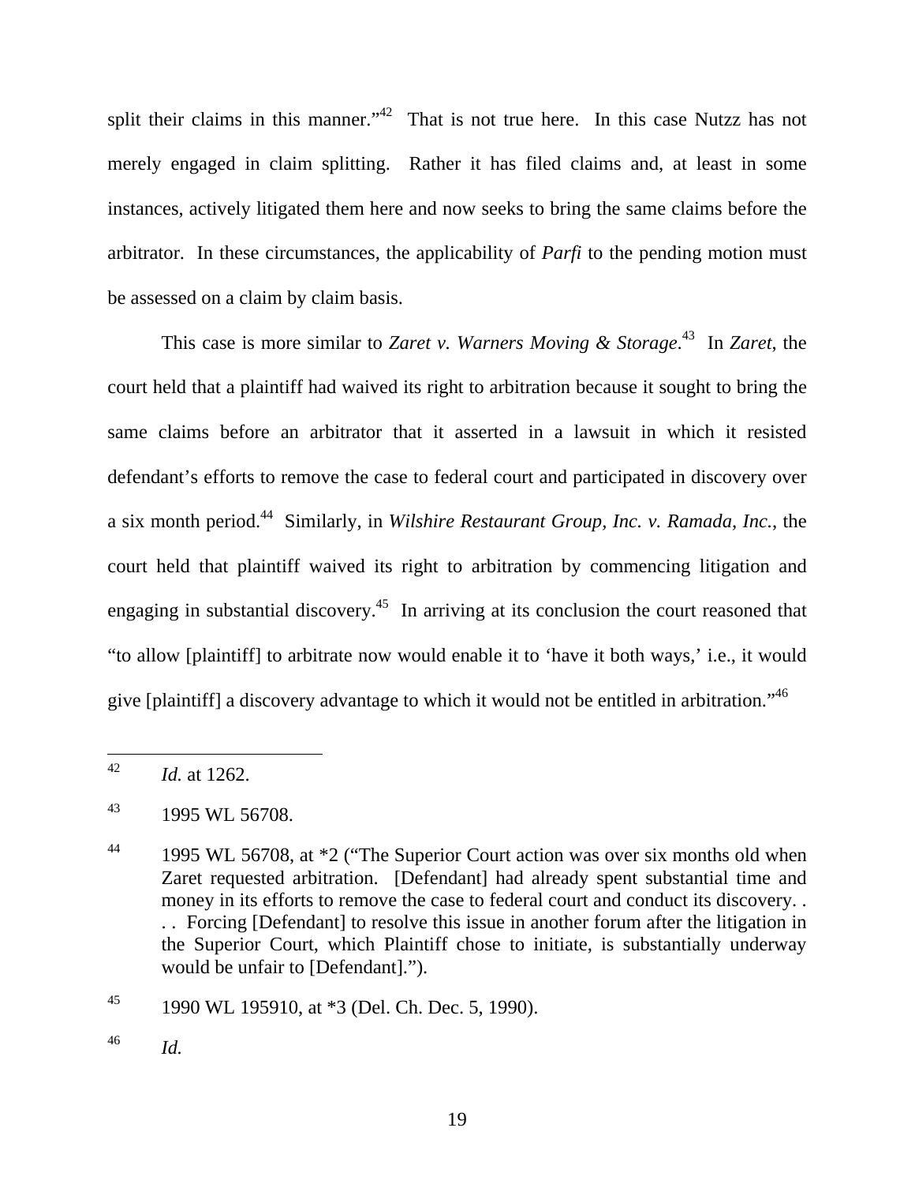split their claims in this manner."[42] That is not true here. In this case Nutzz has not merely engaged in claim splitting. Rather it has filed claims and, at least in some instances, actively litigated them here and now seeks to bring the same claims before the arbitrator. In these circumstances, the applicability of *Parfi* to the pending motion must be assessed on a claim by claim basis.

This case is more similar to *Zaret v. Warners Moving & Storage*.[43] In *Zaret*, the court held that a plaintiff had waived its right to arbitration because it sought to bring the same claims before an arbitrator that it asserted in a lawsuit in which it resisted defendant's efforts to remove the case to federal court and participated in discovery over a six month period.[44] Similarly, in *Wilshire Restaurant Group, Inc. v. Ramada, Inc.*, the court held that plaintiff waived its right to arbitration by commencing litigation and engaging in substantial discovery.[45] In arriving at its conclusion the court reasoned that "to allow [plaintiff] to arbitrate now would enable it to 'have it both ways,' i.e., it would give [plaintiff] a discovery advantage to which it would not be entitled in arbitration."[46]

---

[42] *Id.* at 1262.

[43] 1995 WL 56708.

[44] 1995 WL 56708, at *2 ("The Superior Court action was over six months old when Zaret requested arbitration. [Defendant] had already spent substantial time and money in its efforts to remove the case to federal court and conduct its discovery. . . . Forcing [Defendant] to resolve this issue in another forum after the litigation in the Superior Court, which Plaintiff chose to initiate, is substantially underway would be unfair to [Defendant].").

[45] 1990 WL 195910, at *3 (Del. Ch. Dec. 5, 1990).

[46] *Id.*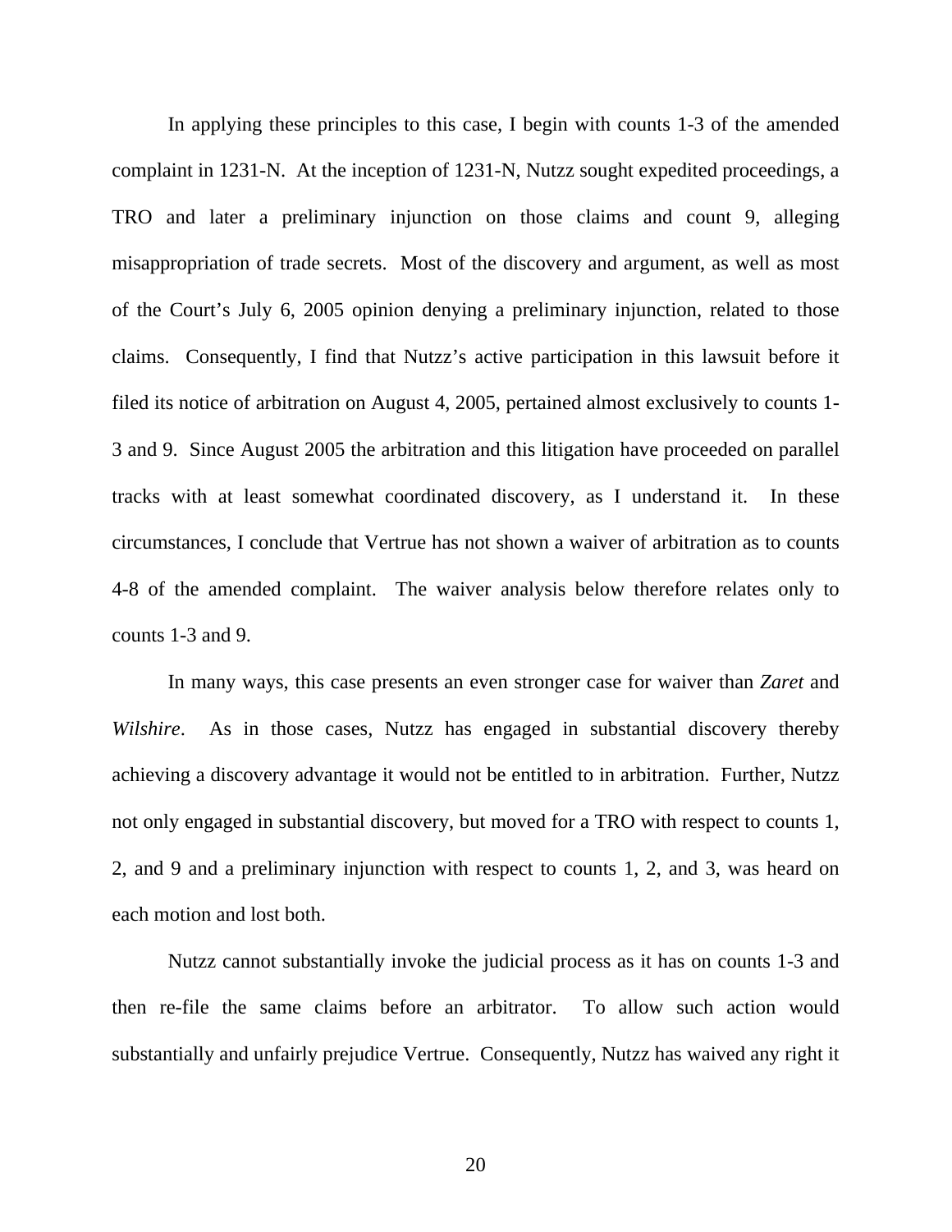In applying these principles to this case, I begin with counts 1-3 of the amended complaint in 1231-N. At the inception of 1231-N, Nutzz sought expedited proceedings, a TRO and later a preliminary injunction on those claims and count 9, alleging misappropriation of trade secrets. Most of the discovery and argument, as well as most of the Court's July 6, 2005 opinion denying a preliminary injunction, related to those claims. Consequently, I find that Nutzz's active participation in this lawsuit before it filed its notice of arbitration on August 4, 2005, pertained almost exclusively to counts 1-3 and 9. Since August 2005 the arbitration and this litigation have proceeded on parallel tracks with at least somewhat coordinated discovery, as I understand it. In these circumstances, I conclude that Vertrue has not shown a waiver of arbitration as to counts 4-8 of the amended complaint. The waiver analysis below therefore relates only to counts 1-3 and 9.

In many ways, this case presents an even stronger case for waiver than *Zaret* and *Wilshire*. As in those cases, Nutzz has engaged in substantial discovery thereby achieving a discovery advantage it would not be entitled to in arbitration. Further, Nutzz not only engaged in substantial discovery, but moved for a TRO with respect to counts 1, 2, and 9 and a preliminary injunction with respect to counts 1, 2, and 3, was heard on each motion and lost both.

Nutzz cannot substantially invoke the judicial process as it has on counts 1-3 and then re-file the same claims before an arbitrator. To allow such action would substantially and unfairly prejudice Vertrue. Consequently, Nutzz has waived any right it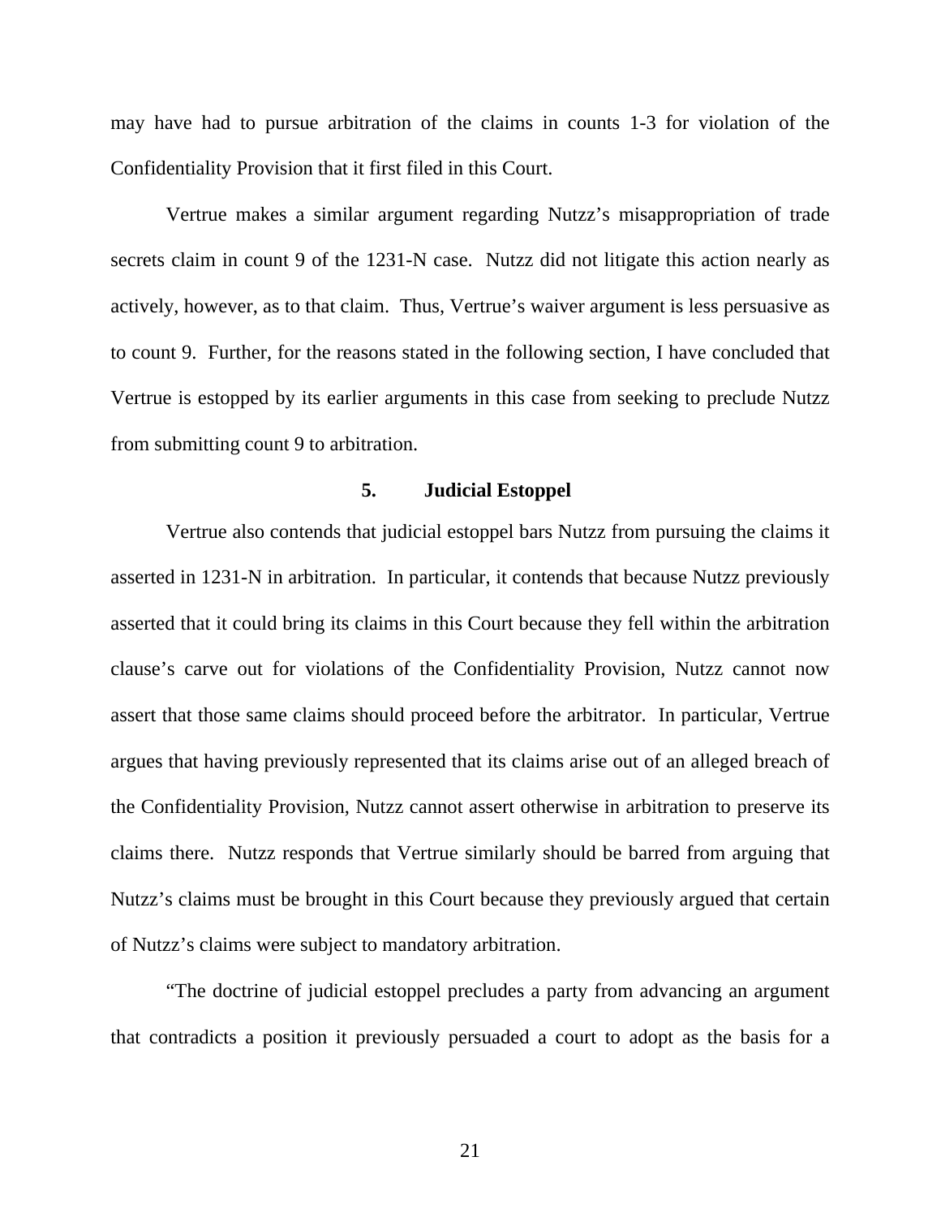may have had to pursue arbitration of the claims in counts 1-3 for violation of the Confidentiality Provision that it first filed in this Court.

Vertrue makes a similar argument regarding Nutzz's misappropriation of trade secrets claim in count 9 of the 1231-N case. Nutzz did not litigate this action nearly as actively, however, as to that claim. Thus, Vertrue's waiver argument is less persuasive as to count 9. Further, for the reasons stated in the following section, I have concluded that Vertrue is estopped by its earlier arguments in this case from seeking to preclude Nutzz from submitting count 9 to arbitration.

### 5. Judicial Estoppel

Vertrue also contends that judicial estoppel bars Nutzz from pursuing the claims it asserted in 1231-N in arbitration. In particular, it contends that because Nutzz previously asserted that it could bring its claims in this Court because they fell within the arbitration clause's carve out for violations of the Confidentiality Provision, Nutzz cannot now assert that those same claims should proceed before the arbitrator. In particular, Vertrue argues that having previously represented that its claims arise out of an alleged breach of the Confidentiality Provision, Nutzz cannot assert otherwise in arbitration to preserve its claims there. Nutzz responds that Vertrue similarly should be barred from arguing that Nutzz's claims must be brought in this Court because they previously argued that certain of Nutzz's claims were subject to mandatory arbitration.

"The doctrine of judicial estoppel precludes a party from advancing an argument that contradicts a position it previously persuaded a court to adopt as the basis for a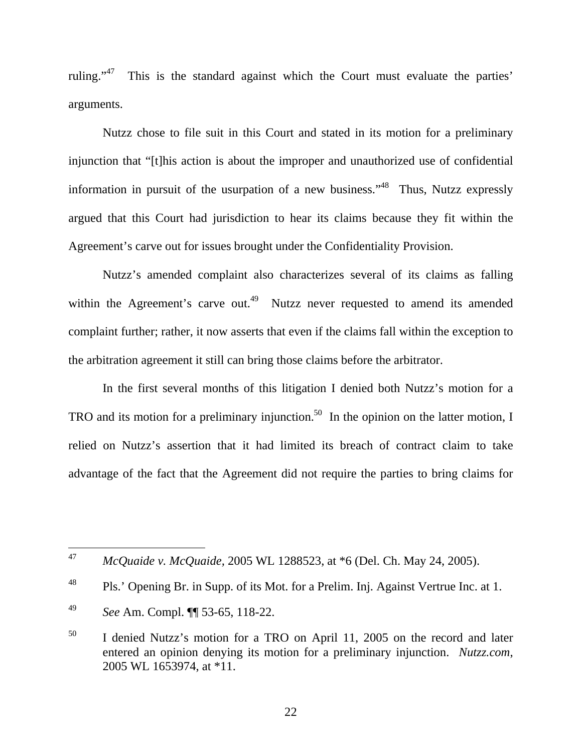ruling."[47] This is the standard against which the Court must evaluate the parties' arguments.

Nutzz chose to file suit in this Court and stated in its motion for a preliminary injunction that "[t]his action is about the improper and unauthorized use of confidential information in pursuit of the usurpation of a new business."[48] Thus, Nutzz expressly argued that this Court had jurisdiction to hear its claims because they fit within the Agreement's carve out for issues brought under the Confidentiality Provision.

Nutzz's amended complaint also characterizes several of its claims as falling within the Agreement's carve out.[49] Nutzz never requested to amend its amended complaint further; rather, it now asserts that even if the claims fall within the exception to the arbitration agreement it still can bring those claims before the arbitrator.

In the first several months of this litigation I denied both Nutzz's motion for a TRO and its motion for a preliminary injunction.[50] In the opinion on the latter motion, I relied on Nutzz's assertion that it had limited its breach of contract claim to take advantage of the fact that the Agreement did not require the parties to bring claims for

---

[47] *McQuaide v. McQuaide,* 2005 WL 1288523, at *6 (Del. Ch. May 24, 2005).

[48] Pls.' Opening Br. in Supp. of its Mot. for a Prelim. Inj. Against Vertrue Inc. at 1.

[49] *See* Am. Compl. ¶¶ 53-65, 118-22.

[50] I denied Nutzz's motion for a TRO on April 11, 2005 on the record and later entered an opinion denying its motion for a preliminary injunction. *Nutzz.com*, 2005 WL 1653974, at *11.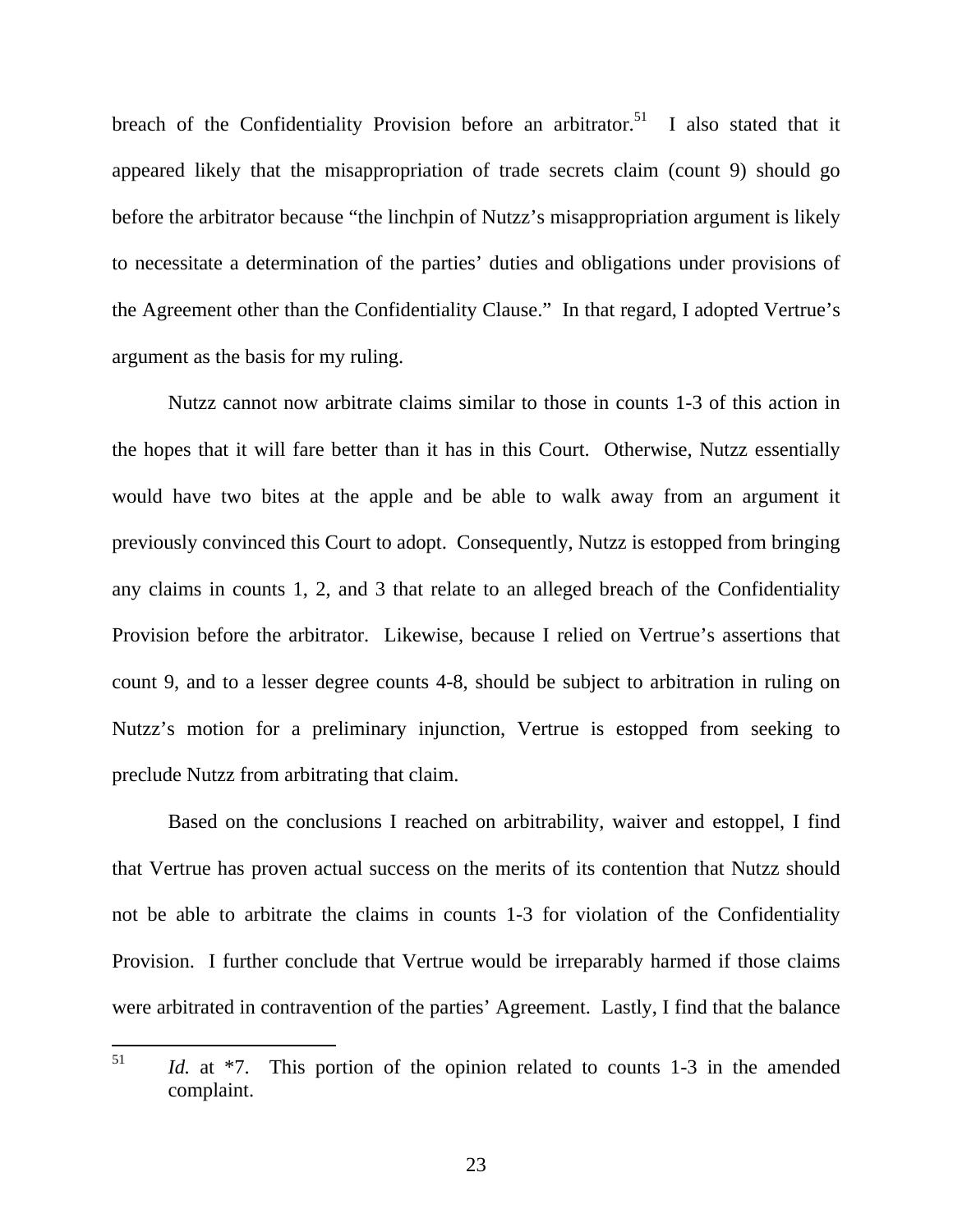breach of the Confidentiality Provision before an arbitrator.[51] I also stated that it appeared likely that the misappropriation of trade secrets claim (count 9) should go before the arbitrator because "the linchpin of Nutzz's misappropriation argument is likely to necessitate a determination of the parties' duties and obligations under provisions of the Agreement other than the Confidentiality Clause." In that regard, I adopted Vertrue's argument as the basis for my ruling.

Nutzz cannot now arbitrate claims similar to those in counts 1-3 of this action in the hopes that it will fare better than it has in this Court. Otherwise, Nutzz essentially would have two bites at the apple and be able to walk away from an argument it previously convinced this Court to adopt. Consequently, Nutzz is estopped from bringing any claims in counts 1, 2, and 3 that relate to an alleged breach of the Confidentiality Provision before the arbitrator. Likewise, because I relied on Vertrue's assertions that count 9, and to a lesser degree counts 4-8, should be subject to arbitration in ruling on Nutzz's motion for a preliminary injunction, Vertrue is estopped from seeking to preclude Nutzz from arbitrating that claim.

Based on the conclusions I reached on arbitrability, waiver and estoppel, I find that Vertrue has proven actual success on the merits of its contention that Nutzz should not be able to arbitrate the claims in counts 1-3 for violation of the Confidentiality Provision. I further conclude that Vertrue would be irreparably harmed if those claims were arbitrated in contravention of the parties' Agreement. Lastly, I find that the balance

---

[51] *Id.* at *7. This portion of the opinion related to counts 1-3 in the amended complaint.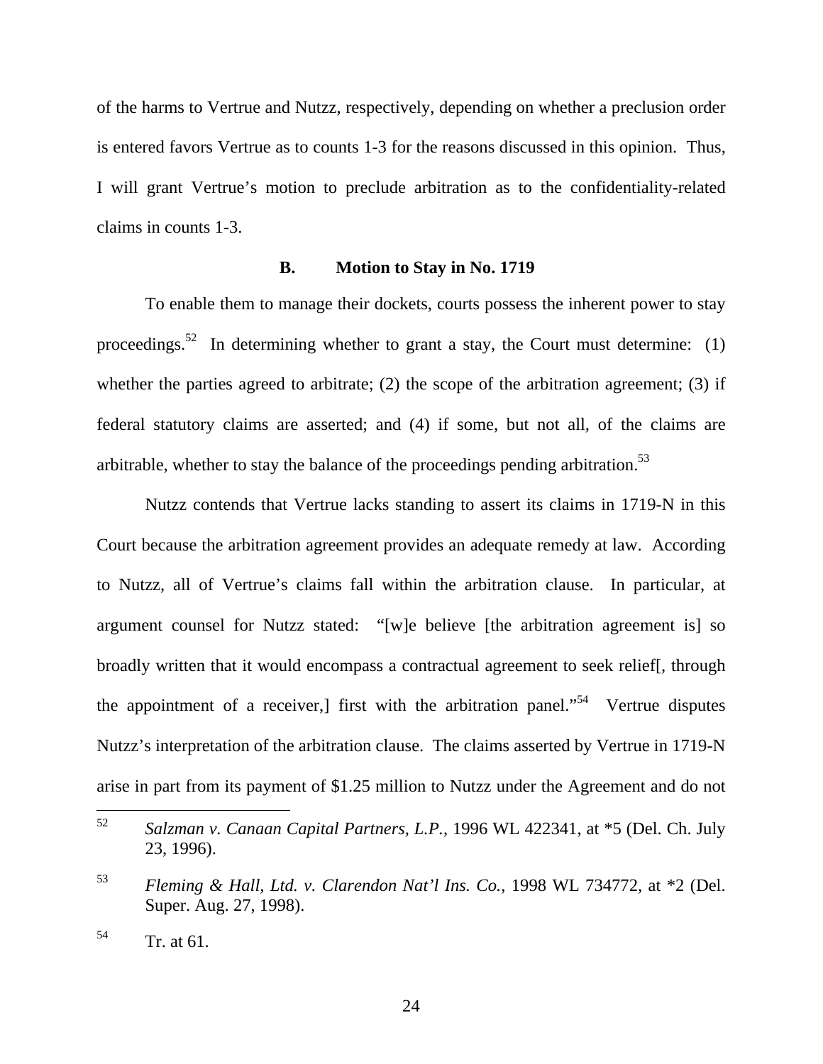of the harms to Vertrue and Nutzz, respectively, depending on whether a preclusion order is entered favors Vertrue as to counts 1-3 for the reasons discussed in this opinion. Thus, I will grant Vertrue's motion to preclude arbitration as to the confidentiality-related claims in counts 1-3.

### B. Motion to Stay in No. 1719

To enable them to manage their dockets, courts possess the inherent power to stay proceedings.[52] In determining whether to grant a stay, the Court must determine: (1) whether the parties agreed to arbitrate; (2) the scope of the arbitration agreement; (3) if federal statutory claims are asserted; and (4) if some, but not all, of the claims are arbitrable, whether to stay the balance of the proceedings pending arbitration.[53]

Nutzz contends that Vertrue lacks standing to assert its claims in 1719-N in this Court because the arbitration agreement provides an adequate remedy at law. According to Nutzz, all of Vertrue's claims fall within the arbitration clause. In particular, at argument counsel for Nutzz stated: "[w]e believe [the arbitration agreement is] so broadly written that it would encompass a contractual agreement to seek relief[, through the appointment of a receiver,] first with the arbitration panel."[54] Vertrue disputes Nutzz's interpretation of the arbitration clause. The claims asserted by Vertrue in 1719-N arise in part from its payment of $1.25 million to Nutzz under the Agreement and do not

---

[52] *Salzman v. Canaan Capital Partners, L.P.*, 1996 WL 422341, at *5 (Del. Ch. July 23, 1996).

[53] *Fleming & Hall, Ltd. v. Clarendon Nat'l Ins. Co.*, 1998 WL 734772, at *2 (Del. Super. Aug. 27, 1998).

[54] Tr. at 61.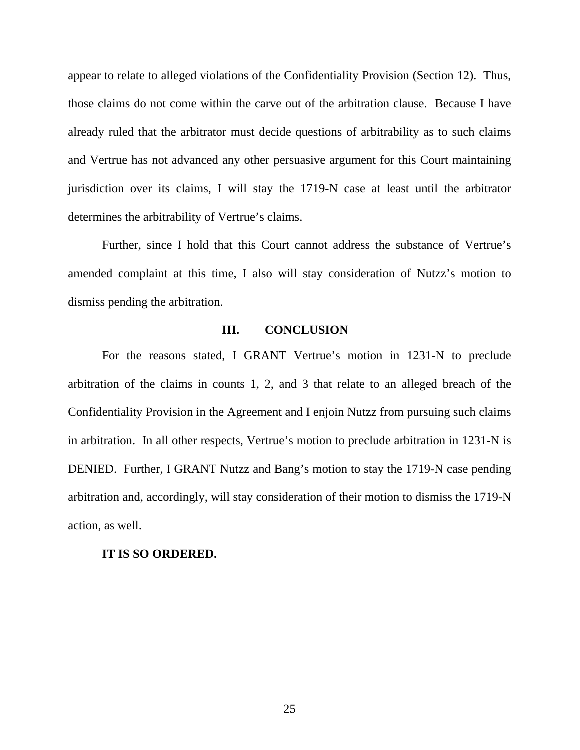appear to relate to alleged violations of the Confidentiality Provision (Section 12). Thus, those claims do not come within the carve out of the arbitration clause. Because I have already ruled that the arbitrator must decide questions of arbitrability as to such claims and Vertrue has not advanced any other persuasive argument for this Court maintaining jurisdiction over its claims, I will stay the 1719-N case at least until the arbitrator determines the arbitrability of Vertrue's claims.

Further, since I hold that this Court cannot address the substance of Vertrue's amended complaint at this time, I also will stay consideration of Nutzz's motion to dismiss pending the arbitration.

## III. CONCLUSION

For the reasons stated, I GRANT Vertrue's motion in 1231-N to preclude arbitration of the claims in counts 1, 2, and 3 that relate to an alleged breach of the Confidentiality Provision in the Agreement and I enjoin Nutzz from pursuing such claims in arbitration. In all other respects, Vertrue's motion to preclude arbitration in 1231-N is DENIED. Further, I GRANT Nutzz and Bang's motion to stay the 1719-N case pending arbitration and, accordingly, will stay consideration of their motion to dismiss the 1719-N action, as well.

**IT IS SO ORDERED.**